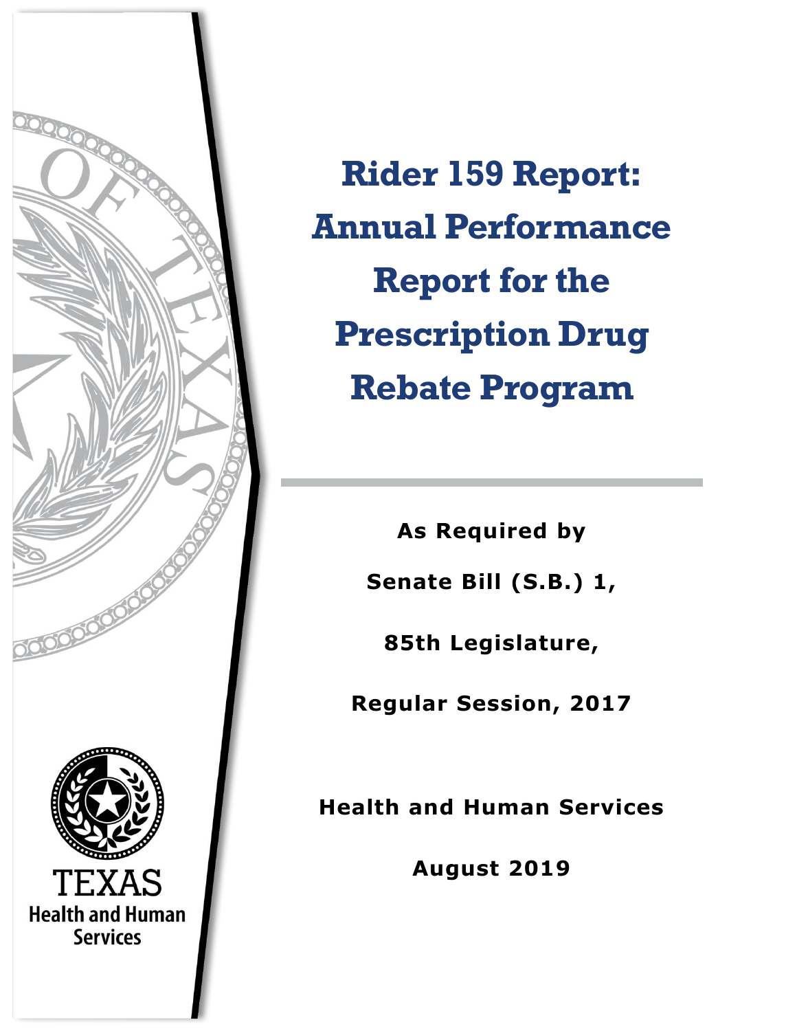# Rider 159 Report: Annual Performance Report for the Prescription Drug Rebate Program

**As Required by**

**Senate Bill (S.B.) 1,**

**85th Legislature,**

**Regular Session, 2017**

**Health and Human Services**

**August 2019**

TEXAS Health and Human Services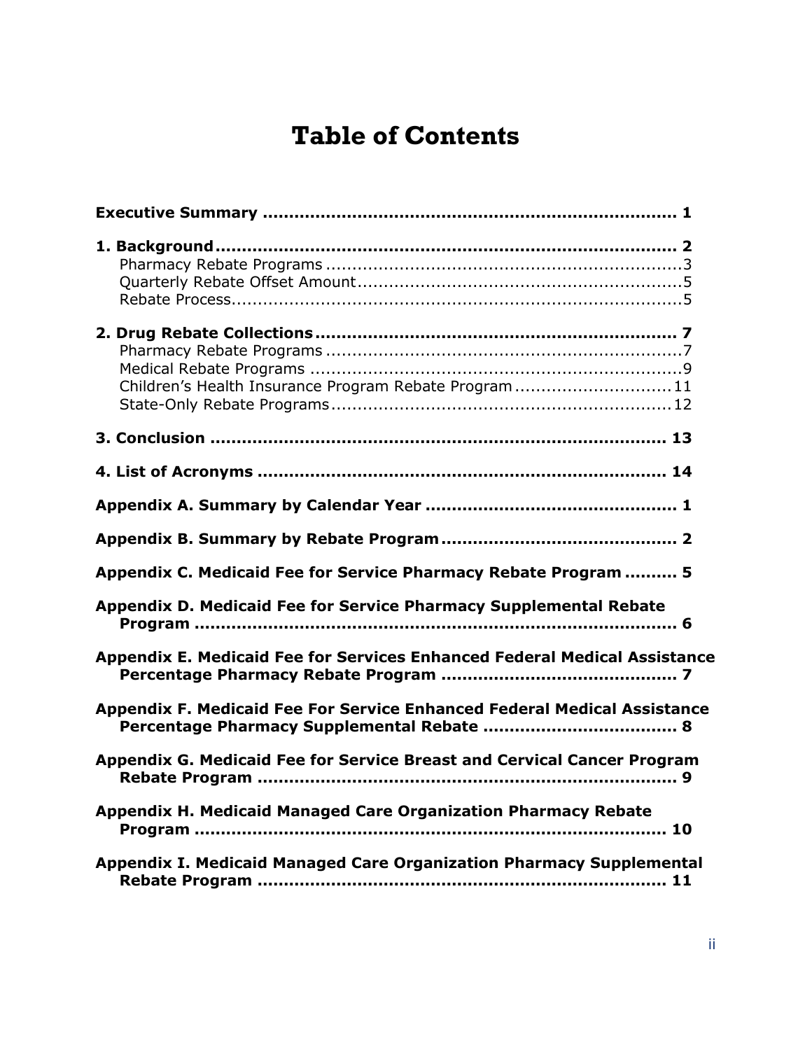# Table of Contents

**Executive Summary** ..... 1

**1. Background** ..... 2
- Pharmacy Rebate Programs ..... 3
- Quarterly Rebate Offset Amount ..... 5
- Rebate Process ..... 5

**2. Drug Rebate Collections** ..... 7
- Pharmacy Rebate Programs ..... 7
- Medical Rebate Programs ..... 9
- Children's Health Insurance Program Rebate Program ..... 11
- State-Only Rebate Programs ..... 12

**3. Conclusion** ..... 13

**4. List of Acronyms** ..... 14

**Appendix A. Summary by Calendar Year** ..... 1

**Appendix B. Summary by Rebate Program** ..... 2

**Appendix C. Medicaid Fee for Service Pharmacy Rebate Program** ..... 5

**Appendix D. Medicaid Fee for Service Pharmacy Supplemental Rebate Program** ..... 6

**Appendix E. Medicaid Fee for Services Enhanced Federal Medical Assistance Percentage Pharmacy Rebate Program** ..... 7

**Appendix F. Medicaid Fee For Service Enhanced Federal Medical Assistance Percentage Pharmacy Supplemental Rebate** ..... 8

**Appendix G. Medicaid Fee for Service Breast and Cervical Cancer Program Rebate Program** ..... 9

**Appendix H. Medicaid Managed Care Organization Pharmacy Rebate Program** ..... 10

**Appendix I. Medicaid Managed Care Organization Pharmacy Supplemental Rebate Program** ..... 11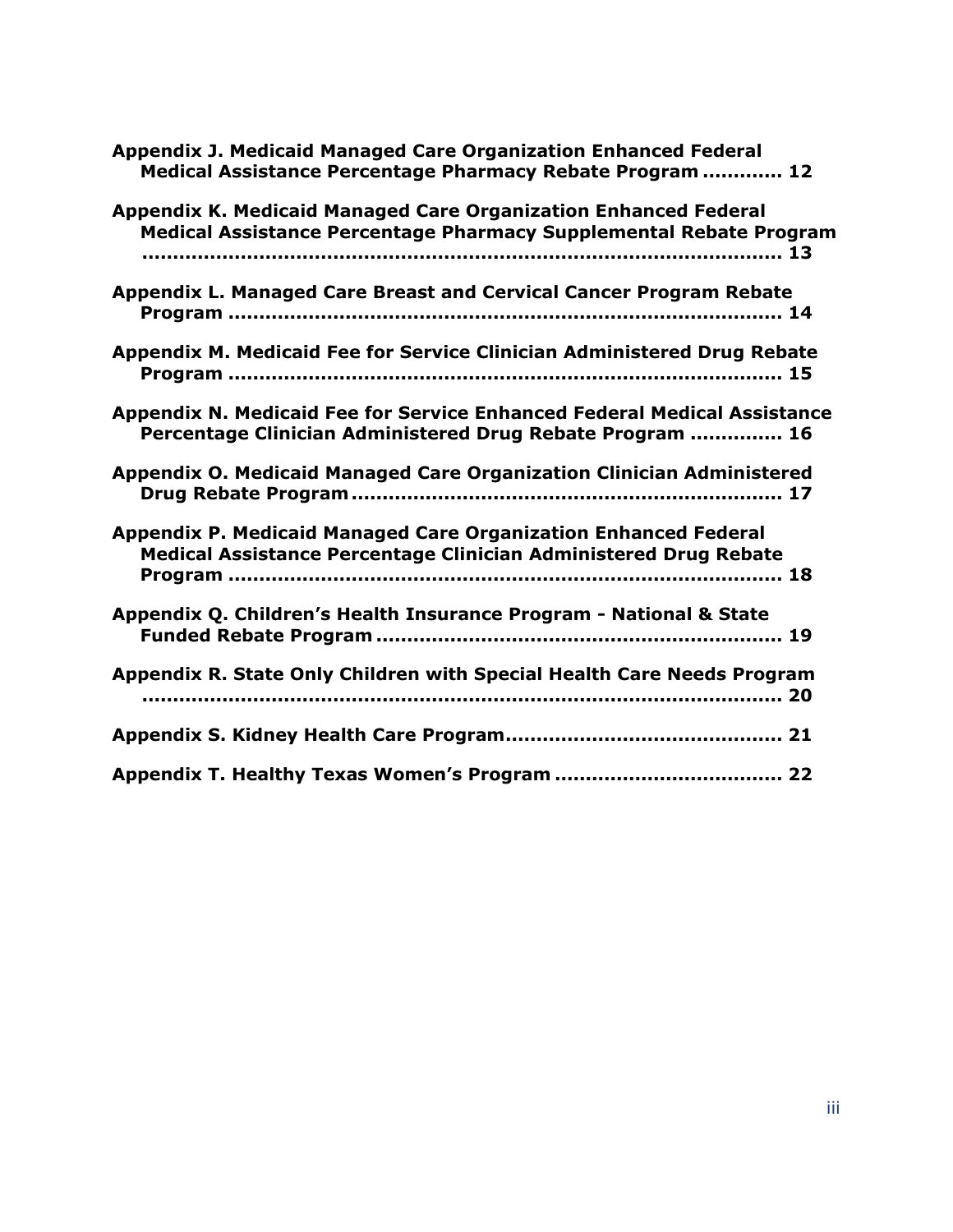**Appendix J. Medicaid Managed Care Organization Enhanced Federal Medical Assistance Percentage Pharmacy Rebate Program ............ 12**

**Appendix K. Medicaid Managed Care Organization Enhanced Federal Medical Assistance Percentage Pharmacy Supplemental Rebate Program ........................................................................................ 13**

**Appendix L. Managed Care Breast and Cervical Cancer Program Rebate Program ........................................................................................ 14**

**Appendix M. Medicaid Fee for Service Clinician Administered Drug Rebate Program ........................................................................................ 15**

**Appendix N. Medicaid Fee for Service Enhanced Federal Medical Assistance Percentage Clinician Administered Drug Rebate Program .............. 16**

**Appendix O. Medicaid Managed Care Organization Clinician Administered Drug Rebate Program .................................................................... 17**

**Appendix P. Medicaid Managed Care Organization Enhanced Federal Medical Assistance Percentage Clinician Administered Drug Rebate Program ........................................................................................ 18**

**Appendix Q. Children's Health Insurance Program - National & State Funded Rebate Program ................................................................ 19**

**Appendix R. State Only Children with Special Health Care Needs Program ........................................................................................ 20**

**Appendix S. Kidney Health Care Program............................................ 21**

**Appendix T. Healthy Texas Women's Program .................................... 22**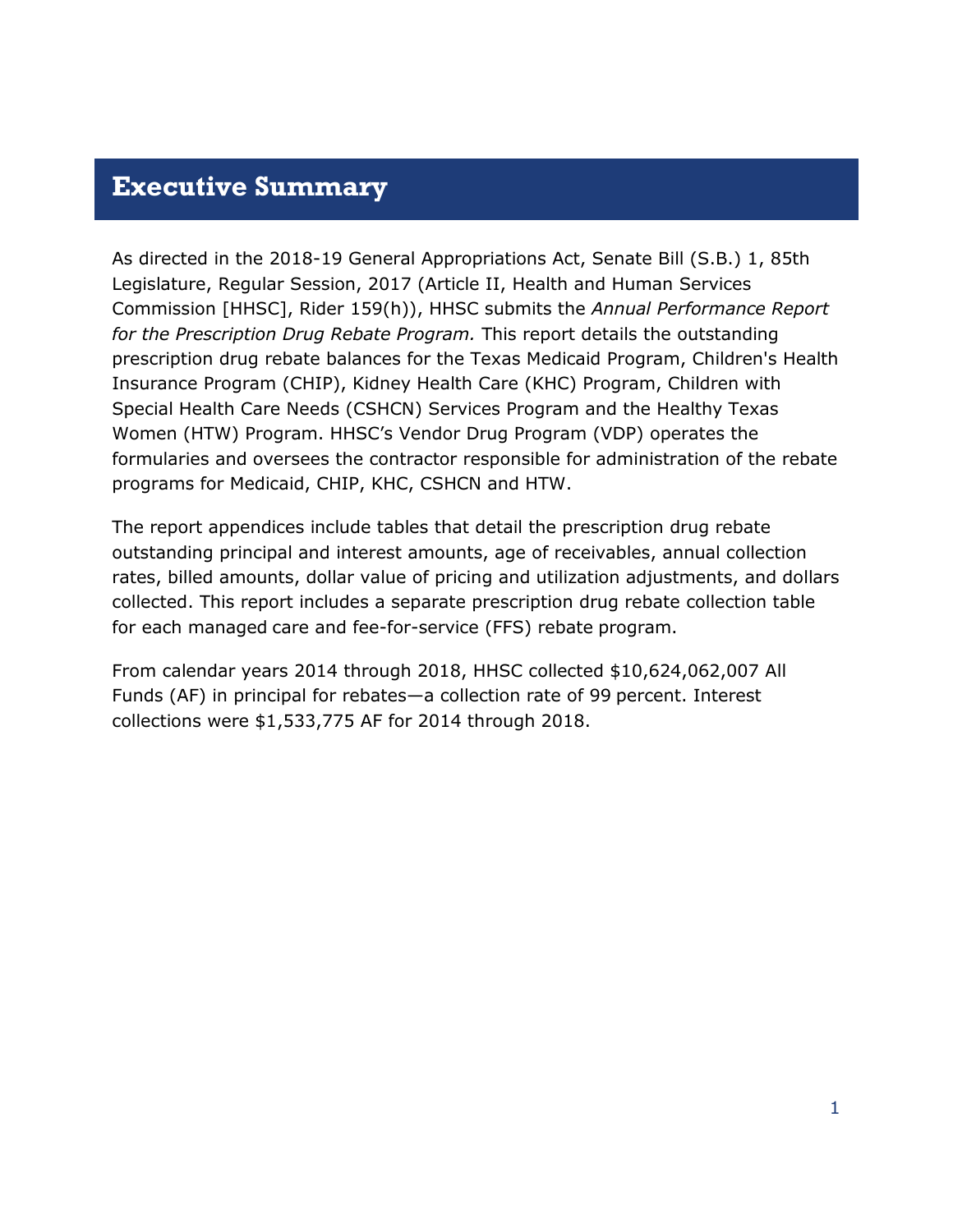# Executive Summary

As directed in the 2018-19 General Appropriations Act, Senate Bill (S.B.) 1, 85th Legislature, Regular Session, 2017 (Article II, Health and Human Services Commission [HHSC], Rider 159(h)), HHSC submits the *Annual Performance Report for the Prescription Drug Rebate Program.* This report details the outstanding prescription drug rebate balances for the Texas Medicaid Program, Children's Health Insurance Program (CHIP), Kidney Health Care (KHC) Program, Children with Special Health Care Needs (CSHCN) Services Program and the Healthy Texas Women (HTW) Program. HHSC's Vendor Drug Program (VDP) operates the formularies and oversees the contractor responsible for administration of the rebate programs for Medicaid, CHIP, KHC, CSHCN and HTW.

The report appendices include tables that detail the prescription drug rebate outstanding principal and interest amounts, age of receivables, annual collection rates, billed amounts, dollar value of pricing and utilization adjustments, and dollars collected. This report includes a separate prescription drug rebate collection table for each managed care and fee-for-service (FFS) rebate program.

From calendar years 2014 through 2018, HHSC collected $10,624,062,007 All Funds (AF) in principal for rebates—a collection rate of 99 percent. Interest collections were $1,533,775 AF for 2014 through 2018.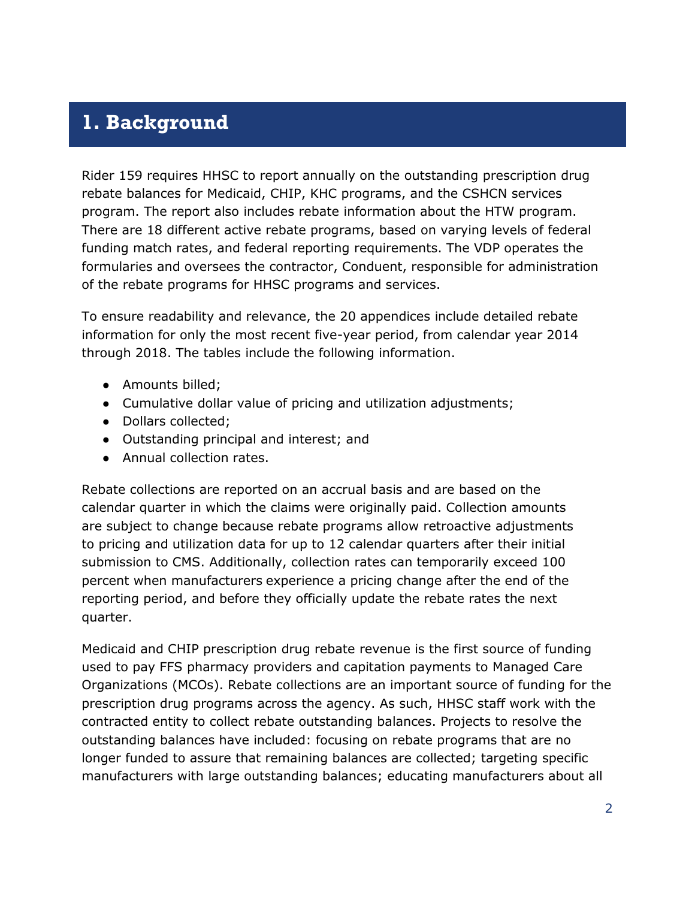# 1. Background

Rider 159 requires HHSC to report annually on the outstanding prescription drug rebate balances for Medicaid, CHIP, KHC programs, and the CSHCN services program. The report also includes rebate information about the HTW program. There are 18 different active rebate programs, based on varying levels of federal funding match rates, and federal reporting requirements. The VDP operates the formularies and oversees the contractor, Conduent, responsible for administration of the rebate programs for HHSC programs and services.

To ensure readability and relevance, the 20 appendices include detailed rebate information for only the most recent five-year period, from calendar year 2014 through 2018. The tables include the following information.

- Amounts billed;
- Cumulative dollar value of pricing and utilization adjustments;
- Dollars collected;
- Outstanding principal and interest; and
- Annual collection rates.

Rebate collections are reported on an accrual basis and are based on the calendar quarter in which the claims were originally paid. Collection amounts are subject to change because rebate programs allow retroactive adjustments to pricing and utilization data for up to 12 calendar quarters after their initial submission to CMS. Additionally, collection rates can temporarily exceed 100 percent when manufacturers experience a pricing change after the end of the reporting period, and before they officially update the rebate rates the next quarter.

Medicaid and CHIP prescription drug rebate revenue is the first source of funding used to pay FFS pharmacy providers and capitation payments to Managed Care Organizations (MCOs). Rebate collections are an important source of funding for the prescription drug programs across the agency. As such, HHSC staff work with the contracted entity to collect rebate outstanding balances. Projects to resolve the outstanding balances have included: focusing on rebate programs that are no longer funded to assure that remaining balances are collected; targeting specific manufacturers with large outstanding balances; educating manufacturers about all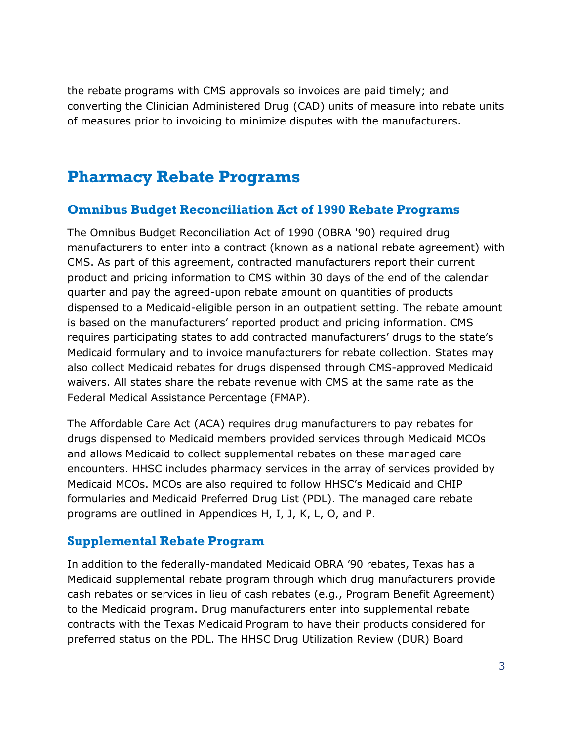the rebate programs with CMS approvals so invoices are paid timely; and converting the Clinician Administered Drug (CAD) units of measure into rebate units of measures prior to invoicing to minimize disputes with the manufacturers.

# Pharmacy Rebate Programs

## Omnibus Budget Reconciliation Act of 1990 Rebate Programs

The Omnibus Budget Reconciliation Act of 1990 (OBRA '90) required drug manufacturers to enter into a contract (known as a national rebate agreement) with CMS. As part of this agreement, contracted manufacturers report their current product and pricing information to CMS within 30 days of the end of the calendar quarter and pay the agreed-upon rebate amount on quantities of products dispensed to a Medicaid-eligible person in an outpatient setting. The rebate amount is based on the manufacturers' reported product and pricing information. CMS requires participating states to add contracted manufacturers' drugs to the state's Medicaid formulary and to invoice manufacturers for rebate collection. States may also collect Medicaid rebates for drugs dispensed through CMS-approved Medicaid waivers. All states share the rebate revenue with CMS at the same rate as the Federal Medical Assistance Percentage (FMAP).

The Affordable Care Act (ACA) requires drug manufacturers to pay rebates for drugs dispensed to Medicaid members provided services through Medicaid MCOs and allows Medicaid to collect supplemental rebates on these managed care encounters. HHSC includes pharmacy services in the array of services provided by Medicaid MCOs. MCOs are also required to follow HHSC's Medicaid and CHIP formularies and Medicaid Preferred Drug List (PDL). The managed care rebate programs are outlined in Appendices H, I, J, K, L, O, and P.

## Supplemental Rebate Program

In addition to the federally-mandated Medicaid OBRA '90 rebates, Texas has a Medicaid supplemental rebate program through which drug manufacturers provide cash rebates or services in lieu of cash rebates (e.g., Program Benefit Agreement) to the Medicaid program. Drug manufacturers enter into supplemental rebate contracts with the Texas Medicaid Program to have their products considered for preferred status on the PDL. The HHSC Drug Utilization Review (DUR) Board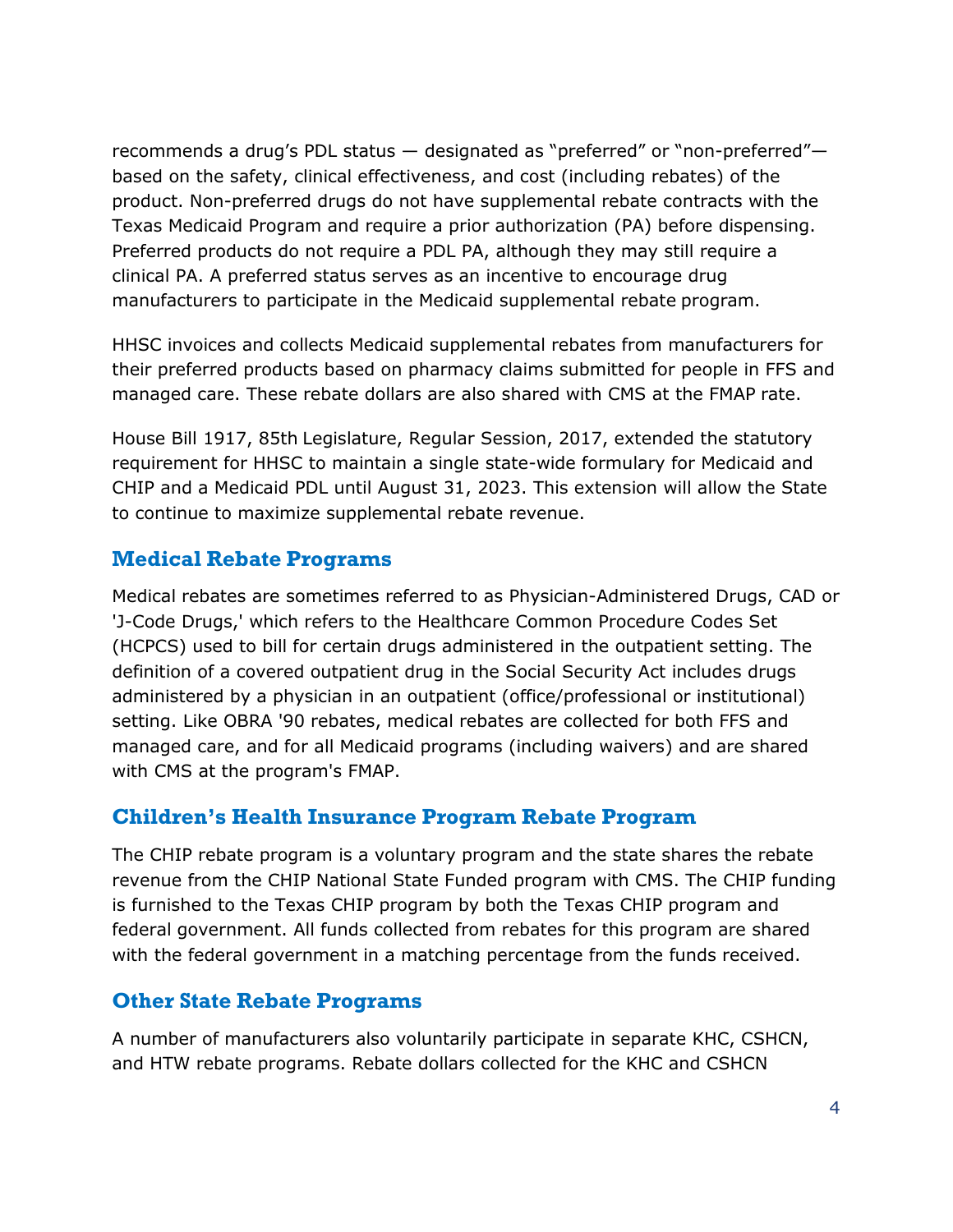recommends a drug's PDL status — designated as "preferred" or "non-preferred"— based on the safety, clinical effectiveness, and cost (including rebates) of the product. Non-preferred drugs do not have supplemental rebate contracts with the Texas Medicaid Program and require a prior authorization (PA) before dispensing. Preferred products do not require a PDL PA, although they may still require a clinical PA. A preferred status serves as an incentive to encourage drug manufacturers to participate in the Medicaid supplemental rebate program.

HHSC invoices and collects Medicaid supplemental rebates from manufacturers for their preferred products based on pharmacy claims submitted for people in FFS and managed care. These rebate dollars are also shared with CMS at the FMAP rate.

House Bill 1917, 85th Legislature, Regular Session, 2017, extended the statutory requirement for HHSC to maintain a single state-wide formulary for Medicaid and CHIP and a Medicaid PDL until August 31, 2023. This extension will allow the State to continue to maximize supplemental rebate revenue.

## Medical Rebate Programs

Medical rebates are sometimes referred to as Physician-Administered Drugs, CAD or 'J-Code Drugs,' which refers to the Healthcare Common Procedure Codes Set (HCPCS) used to bill for certain drugs administered in the outpatient setting. The definition of a covered outpatient drug in the Social Security Act includes drugs administered by a physician in an outpatient (office/professional or institutional) setting. Like OBRA '90 rebates, medical rebates are collected for both FFS and managed care, and for all Medicaid programs (including waivers) and are shared with CMS at the program's FMAP.

## Children's Health Insurance Program Rebate Program

The CHIP rebate program is a voluntary program and the state shares the rebate revenue from the CHIP National State Funded program with CMS. The CHIP funding is furnished to the Texas CHIP program by both the Texas CHIP program and federal government. All funds collected from rebates for this program are shared with the federal government in a matching percentage from the funds received.

## Other State Rebate Programs

A number of manufacturers also voluntarily participate in separate KHC, CSHCN, and HTW rebate programs. Rebate dollars collected for the KHC and CSHCN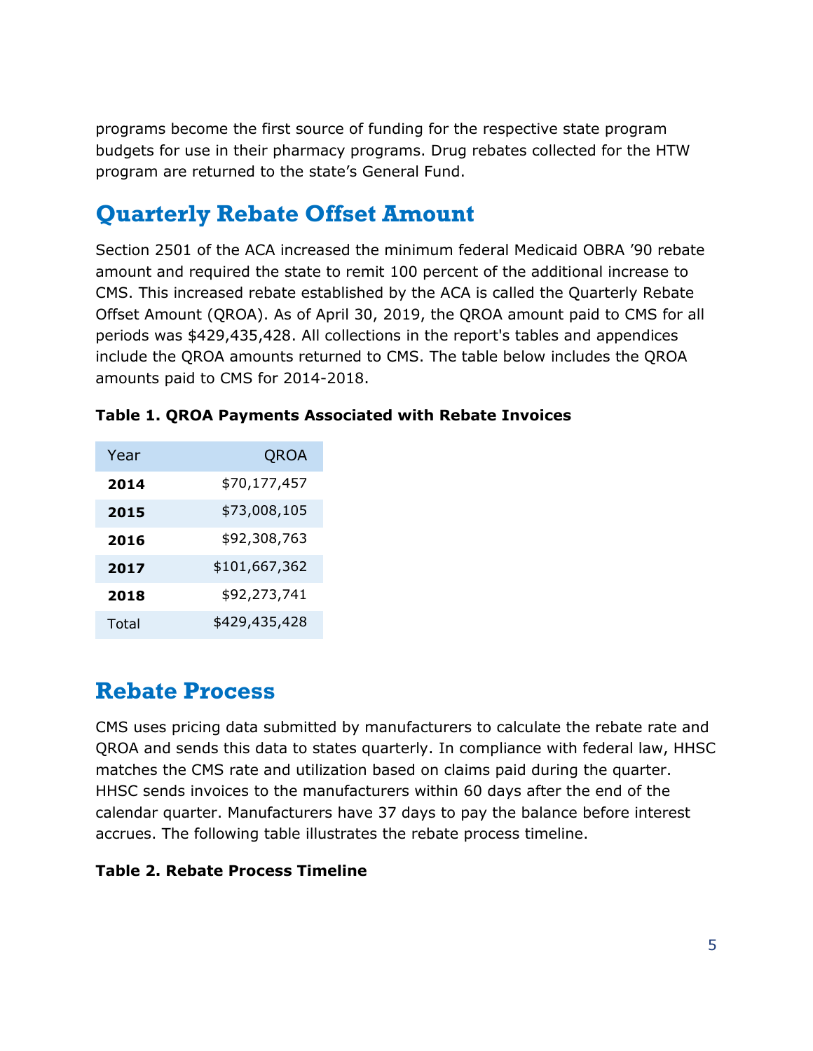programs become the first source of funding for the respective state program budgets for use in their pharmacy programs. Drug rebates collected for the HTW program are returned to the state's General Fund.

## Quarterly Rebate Offset Amount

Section 2501 of the ACA increased the minimum federal Medicaid OBRA '90 rebate amount and required the state to remit 100 percent of the additional increase to CMS. This increased rebate established by the ACA is called the Quarterly Rebate Offset Amount (QROA). As of April 30, 2019, the QROA amount paid to CMS for all periods was $429,435,428. All collections in the report's tables and appendices include the QROA amounts returned to CMS. The table below includes the QROA amounts paid to CMS for 2014-2018.

**Table 1. QROA Payments Associated with Rebate Invoices**

| Year | QROA |
|---|---:|
| **2014** | $70,177,457 |
| **2015** | $73,008,105 |
| **2016** | $92,308,763 |
| **2017** | $101,667,362 |
| **2018** | $92,273,741 |
| Total | $429,435,428 |

## Rebate Process

CMS uses pricing data submitted by manufacturers to calculate the rebate rate and QROA and sends this data to states quarterly. In compliance with federal law, HHSC matches the CMS rate and utilization based on claims paid during the quarter. HHSC sends invoices to the manufacturers within 60 days after the end of the calendar quarter. Manufacturers have 37 days to pay the balance before interest accrues. The following table illustrates the rebate process timeline.

**Table 2. Rebate Process Timeline**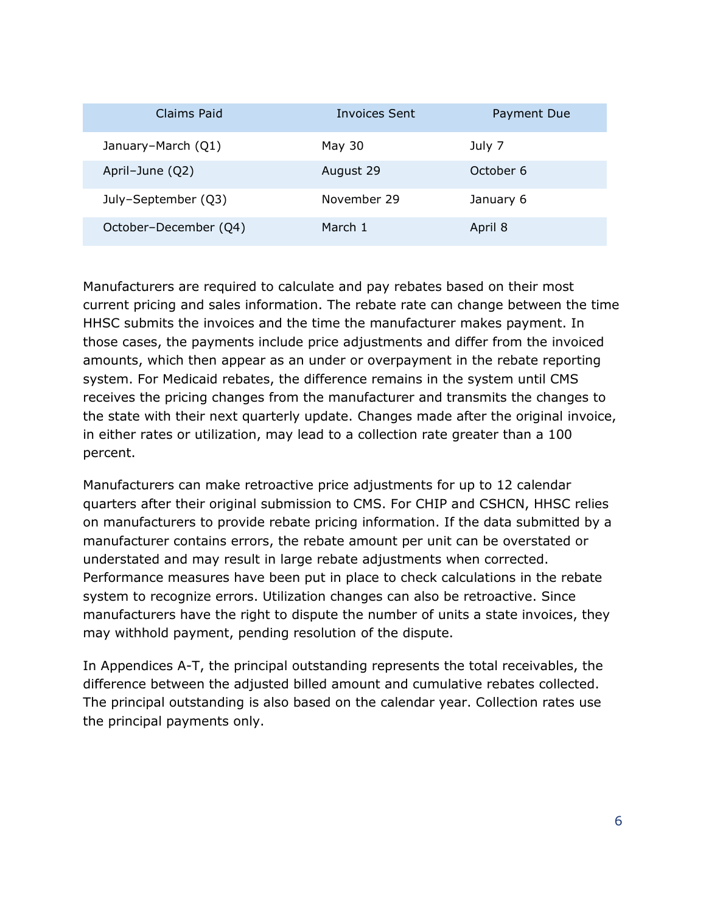| Claims Paid | Invoices Sent | Payment Due |
|---|---|---|
| January–March (Q1) | May 30 | July 7 |
| April–June (Q2) | August 29 | October 6 |
| July–September (Q3) | November 29 | January 6 |
| October–December (Q4) | March 1 | April 8 |

Manufacturers are required to calculate and pay rebates based on their most current pricing and sales information. The rebate rate can change between the time HHSC submits the invoices and the time the manufacturer makes payment. In those cases, the payments include price adjustments and differ from the invoiced amounts, which then appear as an under or overpayment in the rebate reporting system. For Medicaid rebates, the difference remains in the system until CMS receives the pricing changes from the manufacturer and transmits the changes to the state with their next quarterly update. Changes made after the original invoice, in either rates or utilization, may lead to a collection rate greater than a 100 percent.

Manufacturers can make retroactive price adjustments for up to 12 calendar quarters after their original submission to CMS. For CHIP and CSHCN, HHSC relies on manufacturers to provide rebate pricing information. If the data submitted by a manufacturer contains errors, the rebate amount per unit can be overstated or understated and may result in large rebate adjustments when corrected. Performance measures have been put in place to check calculations in the rebate system to recognize errors. Utilization changes can also be retroactive. Since manufacturers have the right to dispute the number of units a state invoices, they may withhold payment, pending resolution of the dispute.

In Appendices A-T, the principal outstanding represents the total receivables, the difference between the adjusted billed amount and cumulative rebates collected. The principal outstanding is also based on the calendar year. Collection rates use the principal payments only.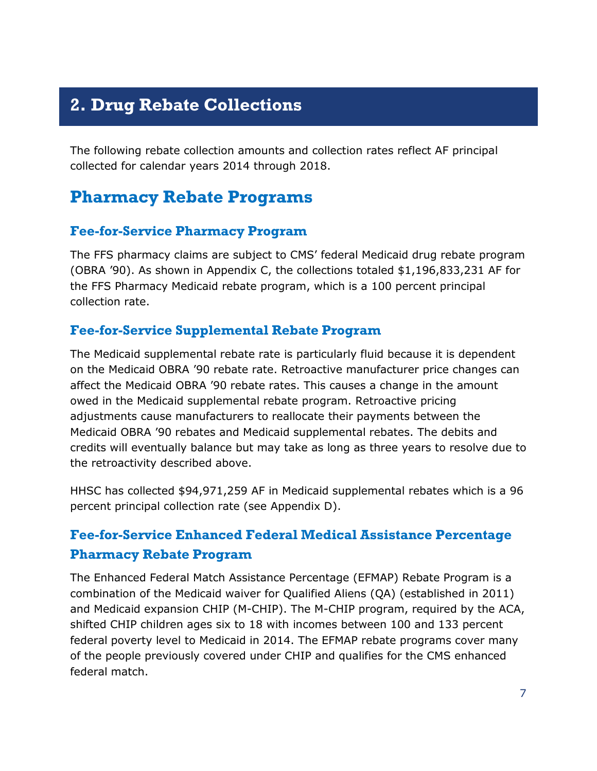# 2. Drug Rebate Collections

The following rebate collection amounts and collection rates reflect AF principal collected for calendar years 2014 through 2018.

## Pharmacy Rebate Programs

### Fee-for-Service Pharmacy Program

The FFS pharmacy claims are subject to CMS' federal Medicaid drug rebate program (OBRA '90). As shown in Appendix C, the collections totaled $1,196,833,231 AF for the FFS Pharmacy Medicaid rebate program, which is a 100 percent principal collection rate.

### Fee-for-Service Supplemental Rebate Program

The Medicaid supplemental rebate rate is particularly fluid because it is dependent on the Medicaid OBRA '90 rebate rate. Retroactive manufacturer price changes can affect the Medicaid OBRA '90 rebate rates. This causes a change in the amount owed in the Medicaid supplemental rebate program. Retroactive pricing adjustments cause manufacturers to reallocate their payments between the Medicaid OBRA '90 rebates and Medicaid supplemental rebates. The debits and credits will eventually balance but may take as long as three years to resolve due to the retroactivity described above.

HHSC has collected $94,971,259 AF in Medicaid supplemental rebates which is a 96 percent principal collection rate (see Appendix D).

### Fee-for-Service Enhanced Federal Medical Assistance Percentage Pharmacy Rebate Program

The Enhanced Federal Match Assistance Percentage (EFMAP) Rebate Program is a combination of the Medicaid waiver for Qualified Aliens (QA) (established in 2011) and Medicaid expansion CHIP (M-CHIP). The M-CHIP program, required by the ACA, shifted CHIP children ages six to 18 with incomes between 100 and 133 percent federal poverty level to Medicaid in 2014. The EFMAP rebate programs cover many of the people previously covered under CHIP and qualifies for the CMS enhanced federal match.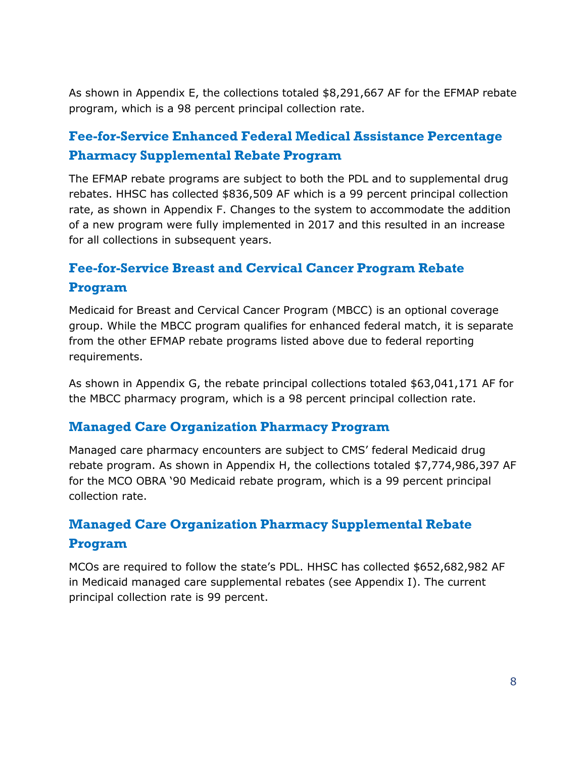As shown in Appendix E, the collections totaled $8,291,667 AF for the EFMAP rebate program, which is a 98 percent principal collection rate.

## Fee-for-Service Enhanced Federal Medical Assistance Percentage Pharmacy Supplemental Rebate Program

The EFMAP rebate programs are subject to both the PDL and to supplemental drug rebates. HHSC has collected $836,509 AF which is a 99 percent principal collection rate, as shown in Appendix F. Changes to the system to accommodate the addition of a new program were fully implemented in 2017 and this resulted in an increase for all collections in subsequent years.

## Fee-for-Service Breast and Cervical Cancer Program Rebate Program

Medicaid for Breast and Cervical Cancer Program (MBCC) is an optional coverage group. While the MBCC program qualifies for enhanced federal match, it is separate from the other EFMAP rebate programs listed above due to federal reporting requirements.

As shown in Appendix G, the rebate principal collections totaled $63,041,171 AF for the MBCC pharmacy program, which is a 98 percent principal collection rate.

## Managed Care Organization Pharmacy Program

Managed care pharmacy encounters are subject to CMS' federal Medicaid drug rebate program. As shown in Appendix H, the collections totaled $7,774,986,397 AF for the MCO OBRA '90 Medicaid rebate program, which is a 99 percent principal collection rate.

## Managed Care Organization Pharmacy Supplemental Rebate Program

MCOs are required to follow the state's PDL. HHSC has collected $652,682,982 AF in Medicaid managed care supplemental rebates (see Appendix I). The current principal collection rate is 99 percent.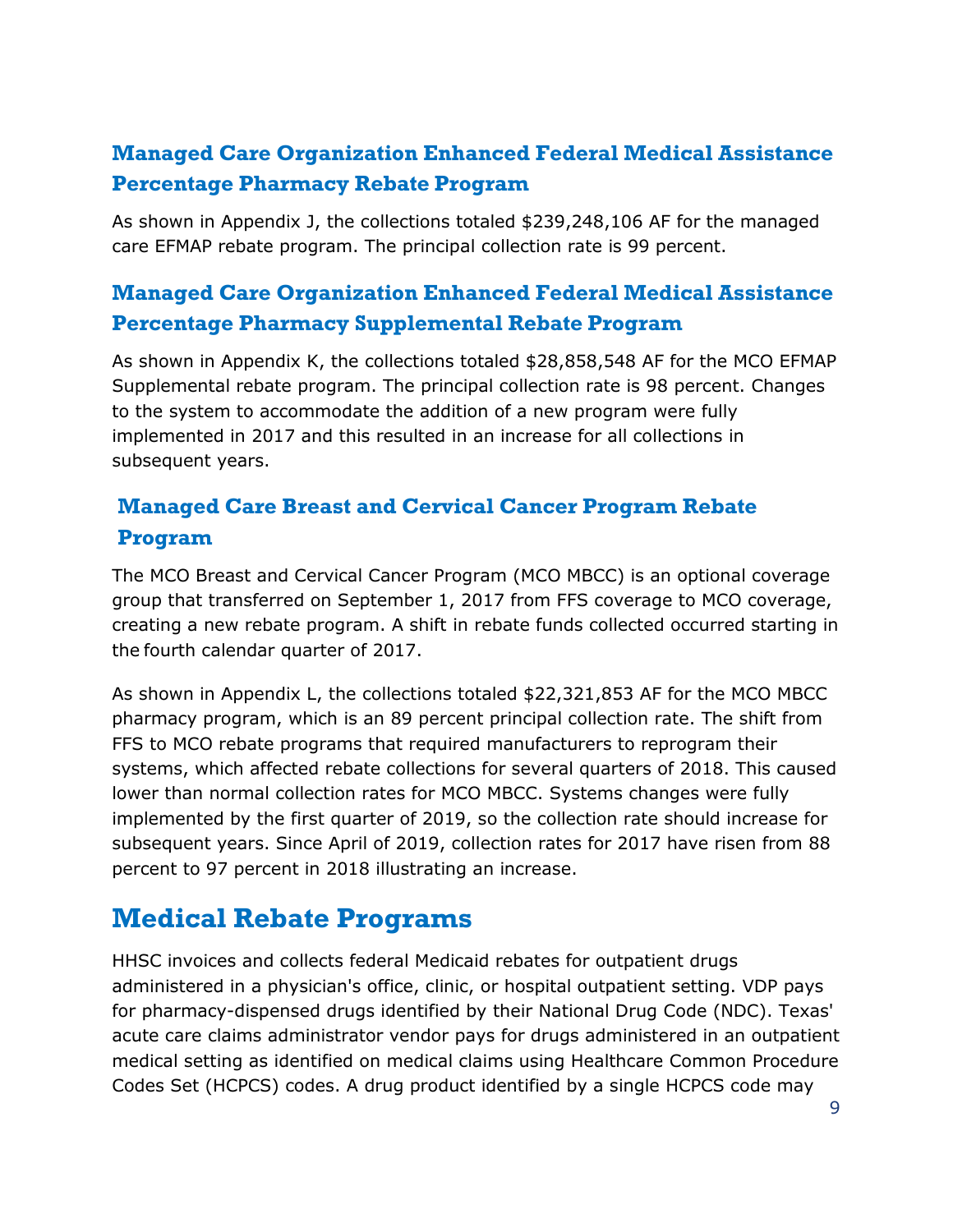### Managed Care Organization Enhanced Federal Medical Assistance Percentage Pharmacy Rebate Program

As shown in Appendix J, the collections totaled $239,248,106 AF for the managed care EFMAP rebate program. The principal collection rate is 99 percent.

### Managed Care Organization Enhanced Federal Medical Assistance Percentage Pharmacy Supplemental Rebate Program

As shown in Appendix K, the collections totaled $28,858,548 AF for the MCO EFMAP Supplemental rebate program. The principal collection rate is 98 percent. Changes to the system to accommodate the addition of a new program were fully implemented in 2017 and this resulted in an increase for all collections in subsequent years.

### Managed Care Breast and Cervical Cancer Program Rebate Program

The MCO Breast and Cervical Cancer Program (MCO MBCC) is an optional coverage group that transferred on September 1, 2017 from FFS coverage to MCO coverage, creating a new rebate program. A shift in rebate funds collected occurred starting in the fourth calendar quarter of 2017.

As shown in Appendix L, the collections totaled $22,321,853 AF for the MCO MBCC pharmacy program, which is an 89 percent principal collection rate. The shift from FFS to MCO rebate programs that required manufacturers to reprogram their systems, which affected rebate collections for several quarters of 2018. This caused lower than normal collection rates for MCO MBCC. Systems changes were fully implemented by the first quarter of 2019, so the collection rate should increase for subsequent years. Since April of 2019, collection rates for 2017 have risen from 88 percent to 97 percent in 2018 illustrating an increase.

## Medical Rebate Programs

HHSC invoices and collects federal Medicaid rebates for outpatient drugs administered in a physician's office, clinic, or hospital outpatient setting. VDP pays for pharmacy-dispensed drugs identified by their National Drug Code (NDC). Texas' acute care claims administrator vendor pays for drugs administered in an outpatient medical setting as identified on medical claims using Healthcare Common Procedure Codes Set (HCPCS) codes. A drug product identified by a single HCPCS code may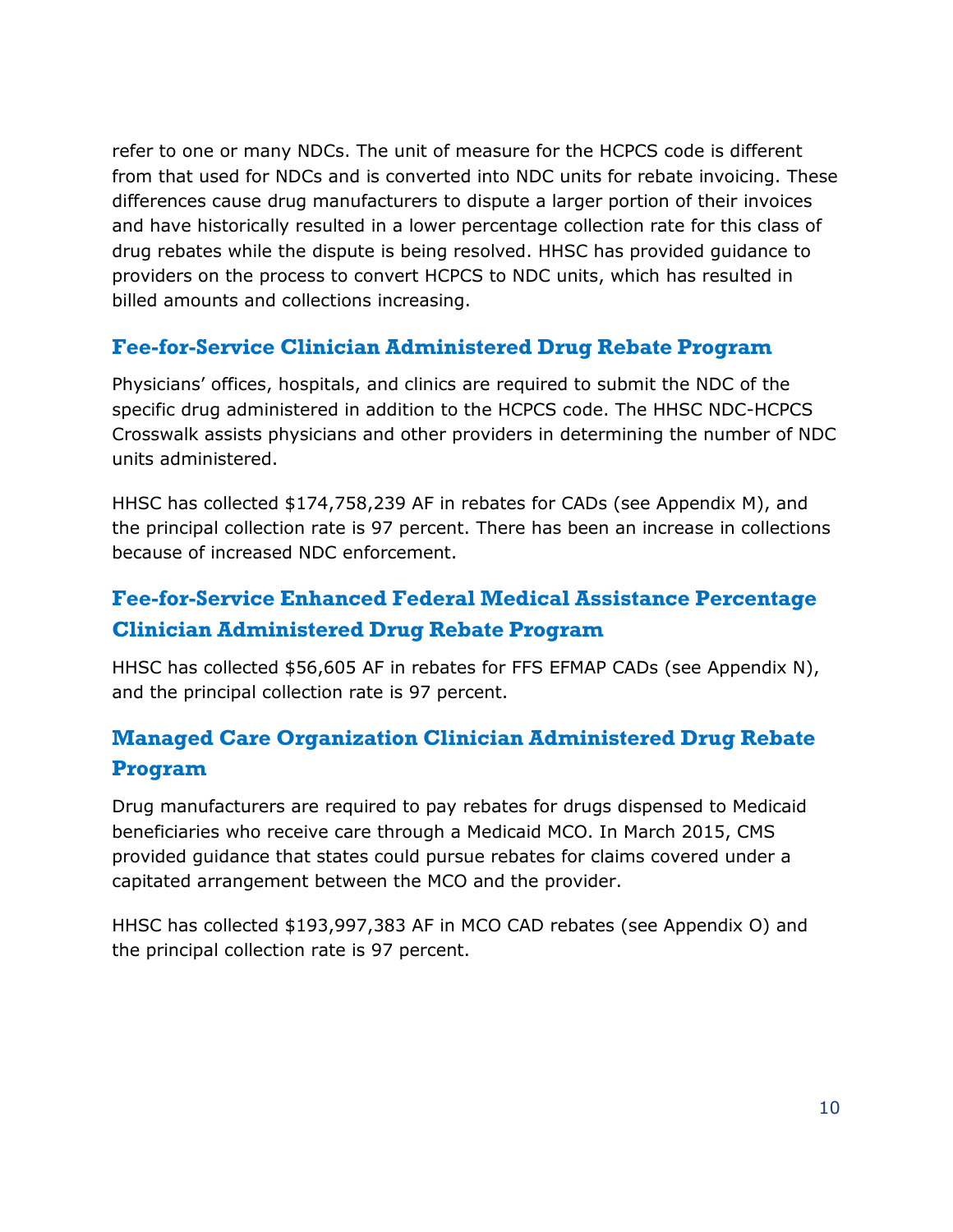refer to one or many NDCs. The unit of measure for the HCPCS code is different from that used for NDCs and is converted into NDC units for rebate invoicing. These differences cause drug manufacturers to dispute a larger portion of their invoices and have historically resulted in a lower percentage collection rate for this class of drug rebates while the dispute is being resolved. HHSC has provided guidance to providers on the process to convert HCPCS to NDC units, which has resulted in billed amounts and collections increasing.

## Fee-for-Service Clinician Administered Drug Rebate Program

Physicians' offices, hospitals, and clinics are required to submit the NDC of the specific drug administered in addition to the HCPCS code. The HHSC NDC-HCPCS Crosswalk assists physicians and other providers in determining the number of NDC units administered.

HHSC has collected $174,758,239 AF in rebates for CADs (see Appendix M), and the principal collection rate is 97 percent. There has been an increase in collections because of increased NDC enforcement.

## Fee-for-Service Enhanced Federal Medical Assistance Percentage Clinician Administered Drug Rebate Program

HHSC has collected $56,605 AF in rebates for FFS EFMAP CADs (see Appendix N), and the principal collection rate is 97 percent.

## Managed Care Organization Clinician Administered Drug Rebate Program

Drug manufacturers are required to pay rebates for drugs dispensed to Medicaid beneficiaries who receive care through a Medicaid MCO. In March 2015, CMS provided guidance that states could pursue rebates for claims covered under a capitated arrangement between the MCO and the provider.

HHSC has collected $193,997,383 AF in MCO CAD rebates (see Appendix O) and the principal collection rate is 97 percent.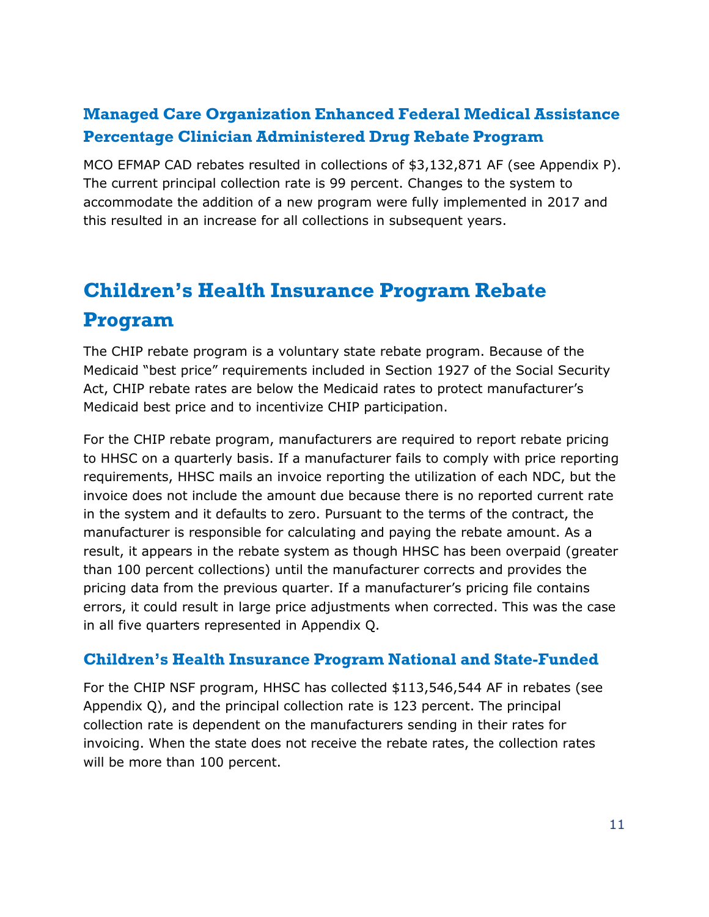### Managed Care Organization Enhanced Federal Medical Assistance Percentage Clinician Administered Drug Rebate Program

MCO EFMAP CAD rebates resulted in collections of $3,132,871 AF (see Appendix P). The current principal collection rate is 99 percent. Changes to the system to accommodate the addition of a new program were fully implemented in 2017 and this resulted in an increase for all collections in subsequent years.

## Children's Health Insurance Program Rebate Program

The CHIP rebate program is a voluntary state rebate program. Because of the Medicaid "best price" requirements included in Section 1927 of the Social Security Act, CHIP rebate rates are below the Medicaid rates to protect manufacturer's Medicaid best price and to incentivize CHIP participation.

For the CHIP rebate program, manufacturers are required to report rebate pricing to HHSC on a quarterly basis. If a manufacturer fails to comply with price reporting requirements, HHSC mails an invoice reporting the utilization of each NDC, but the invoice does not include the amount due because there is no reported current rate in the system and it defaults to zero. Pursuant to the terms of the contract, the manufacturer is responsible for calculating and paying the rebate amount. As a result, it appears in the rebate system as though HHSC has been overpaid (greater than 100 percent collections) until the manufacturer corrects and provides the pricing data from the previous quarter. If a manufacturer's pricing file contains errors, it could result in large price adjustments when corrected. This was the case in all five quarters represented in Appendix Q.

### Children's Health Insurance Program National and State-Funded

For the CHIP NSF program, HHSC has collected $113,546,544 AF in rebates (see Appendix Q), and the principal collection rate is 123 percent. The principal collection rate is dependent on the manufacturers sending in their rates for invoicing. When the state does not receive the rebate rates, the collection rates will be more than 100 percent.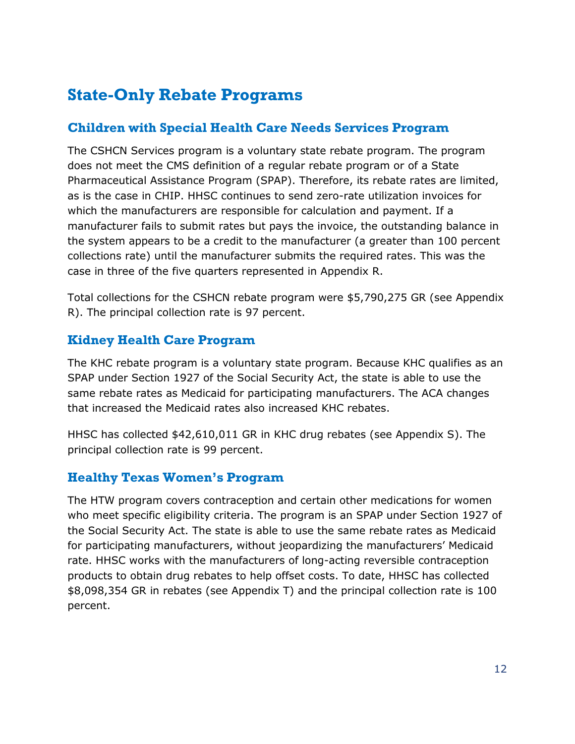# State-Only Rebate Programs

## Children with Special Health Care Needs Services Program

The CSHCN Services program is a voluntary state rebate program. The program does not meet the CMS definition of a regular rebate program or of a State Pharmaceutical Assistance Program (SPAP). Therefore, its rebate rates are limited, as is the case in CHIP. HHSC continues to send zero-rate utilization invoices for which the manufacturers are responsible for calculation and payment. If a manufacturer fails to submit rates but pays the invoice, the outstanding balance in the system appears to be a credit to the manufacturer (a greater than 100 percent collections rate) until the manufacturer submits the required rates. This was the case in three of the five quarters represented in Appendix R.

Total collections for the CSHCN rebate program were $5,790,275 GR (see Appendix R). The principal collection rate is 97 percent.

## Kidney Health Care Program

The KHC rebate program is a voluntary state program. Because KHC qualifies as an SPAP under Section 1927 of the Social Security Act, the state is able to use the same rebate rates as Medicaid for participating manufacturers. The ACA changes that increased the Medicaid rates also increased KHC rebates.

HHSC has collected $42,610,011 GR in KHC drug rebates (see Appendix S). The principal collection rate is 99 percent.

## Healthy Texas Women's Program

The HTW program covers contraception and certain other medications for women who meet specific eligibility criteria. The program is an SPAP under Section 1927 of the Social Security Act. The state is able to use the same rebate rates as Medicaid for participating manufacturers, without jeopardizing the manufacturers' Medicaid rate. HHSC works with the manufacturers of long-acting reversible contraception products to obtain drug rebates to help offset costs. To date, HHSC has collected $8,098,354 GR in rebates (see Appendix T) and the principal collection rate is 100 percent.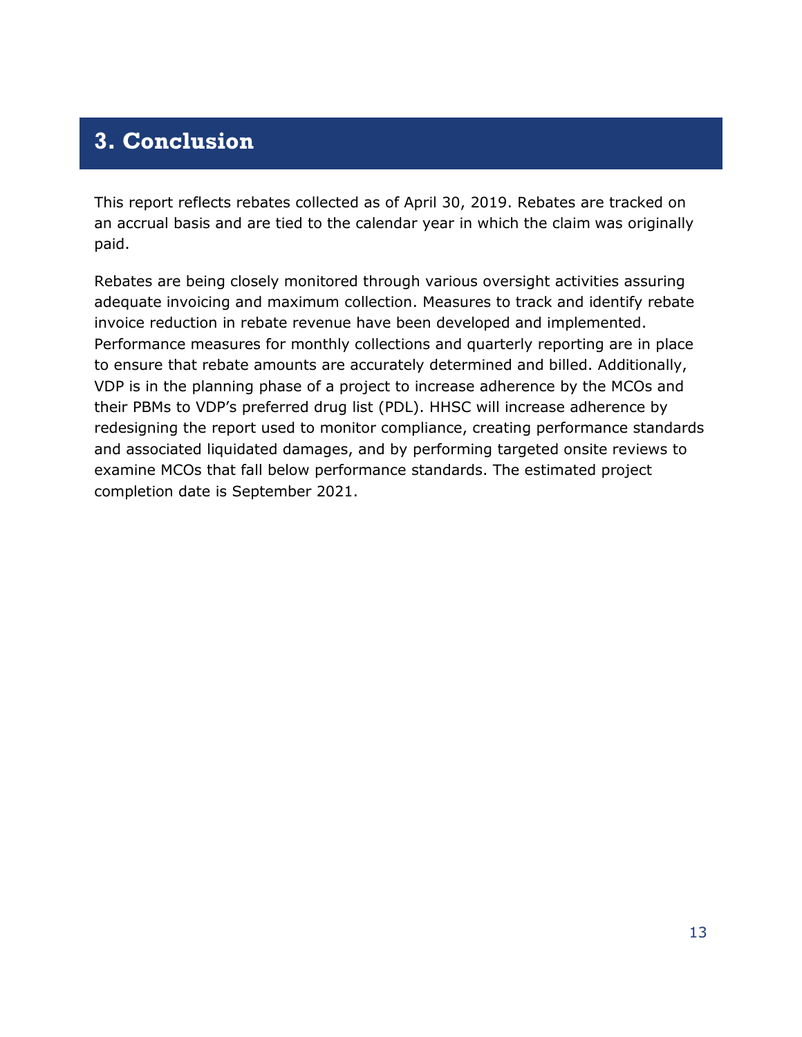# 3. Conclusion

This report reflects rebates collected as of April 30, 2019. Rebates are tracked on an accrual basis and are tied to the calendar year in which the claim was originally paid.

Rebates are being closely monitored through various oversight activities assuring adequate invoicing and maximum collection. Measures to track and identify rebate invoice reduction in rebate revenue have been developed and implemented. Performance measures for monthly collections and quarterly reporting are in place to ensure that rebate amounts are accurately determined and billed. Additionally, VDP is in the planning phase of a project to increase adherence by the MCOs and their PBMs to VDP's preferred drug list (PDL). HHSC will increase adherence by redesigning the report used to monitor compliance, creating performance standards and associated liquidated damages, and by performing targeted onsite reviews to examine MCOs that fall below performance standards. The estimated project completion date is September 2021.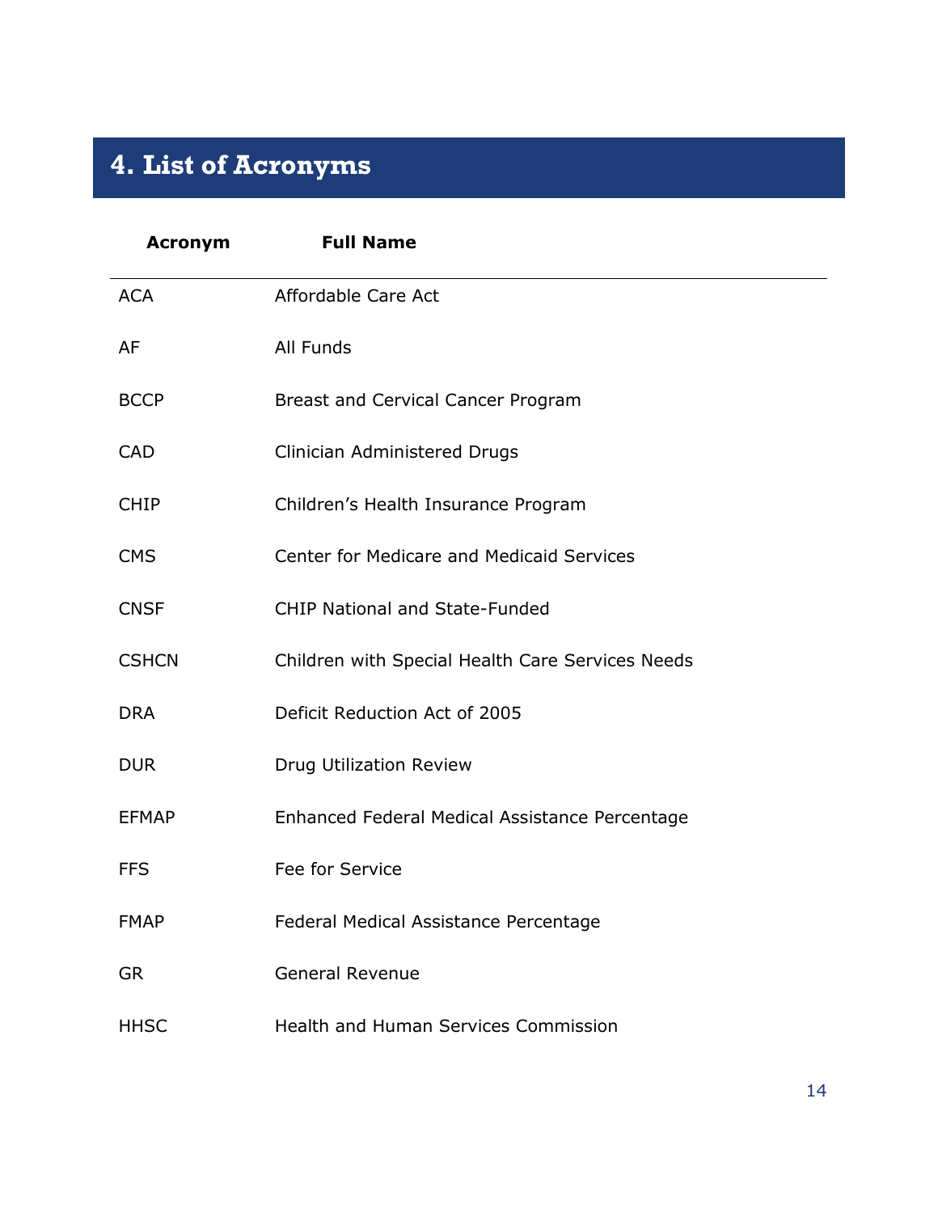# 4. List of Acronyms

| Acronym | Full Name |
|---|---|
| ACA | Affordable Care Act |
| AF | All Funds |
| BCCP | Breast and Cervical Cancer Program |
| CAD | Clinician Administered Drugs |
| CHIP | Children's Health Insurance Program |
| CMS | Center for Medicare and Medicaid Services |
| CNSF | CHIP National and State-Funded |
| CSHCN | Children with Special Health Care Services Needs |
| DRA | Deficit Reduction Act of 2005 |
| DUR | Drug Utilization Review |
| EFMAP | Enhanced Federal Medical Assistance Percentage |
| FFS | Fee for Service |
| FMAP | Federal Medical Assistance Percentage |
| GR | General Revenue |
| HHSC | Health and Human Services Commission |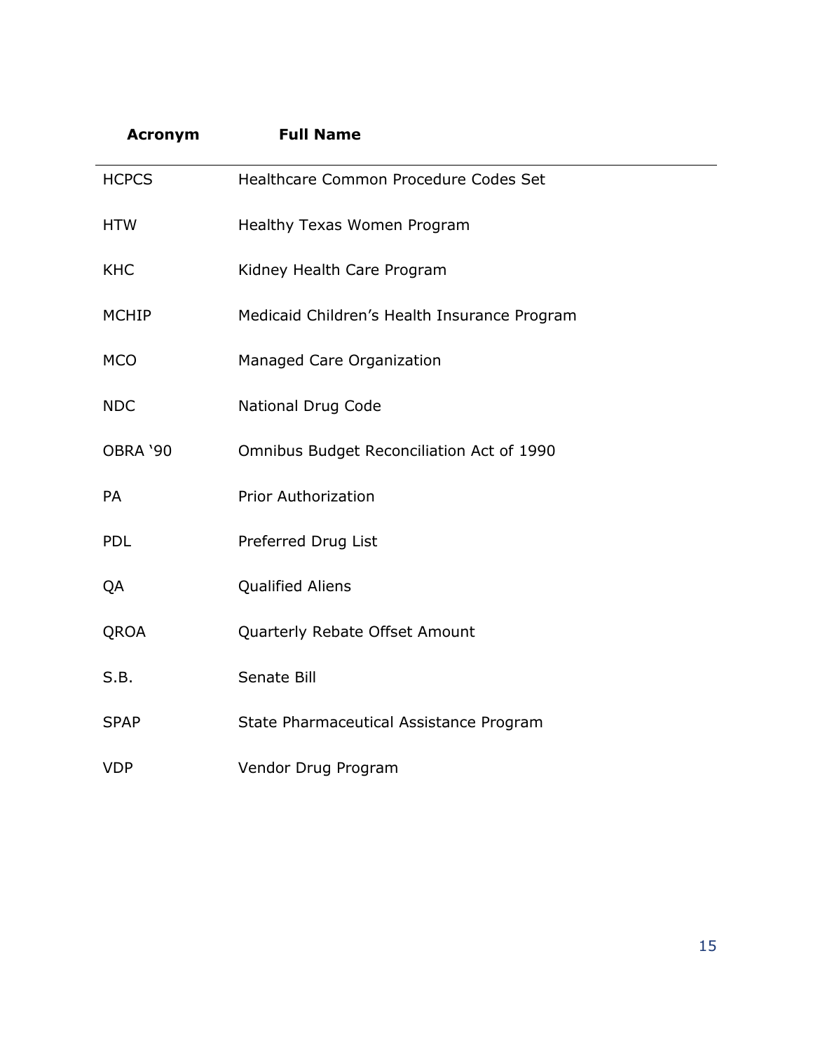| Acronym | Full Name |
| --- | --- |
| HCPCS | Healthcare Common Procedure Codes Set |
| HTW | Healthy Texas Women Program |
| KHC | Kidney Health Care Program |
| MCHIP | Medicaid Children's Health Insurance Program |
| MCO | Managed Care Organization |
| NDC | National Drug Code |
| OBRA '90 | Omnibus Budget Reconciliation Act of 1990 |
| PA | Prior Authorization |
| PDL | Preferred Drug List |
| QA | Qualified Aliens |
| QROA | Quarterly Rebate Offset Amount |
| S.B. | Senate Bill |
| SPAP | State Pharmaceutical Assistance Program |
| VDP | Vendor Drug Program |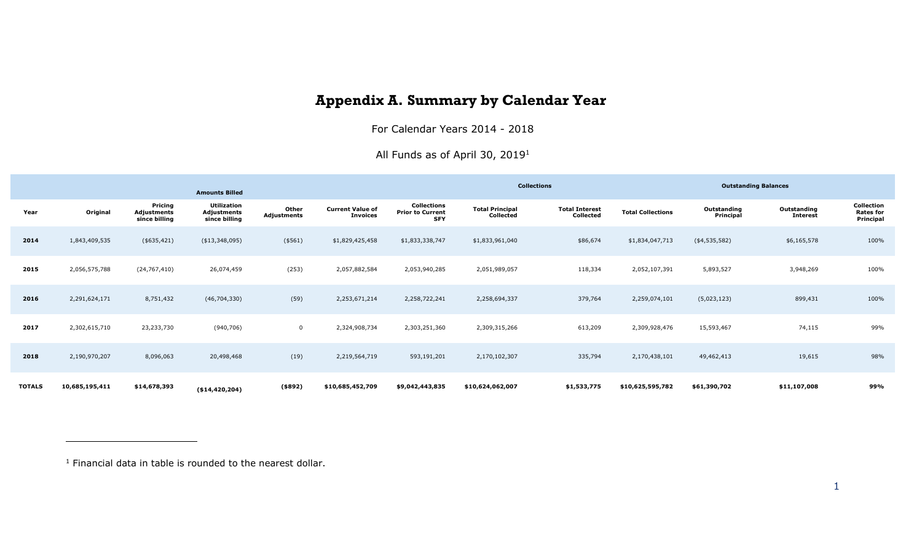# Appendix A. Summary by Calendar Year

For Calendar Years 2014 - 2018

All Funds as of April 30, 2019[1]

| | Amounts Billed | | | | | Collections | | | | Outstanding Balances | | |
|---|---|---|---|---|---|---|---|---|---|---|---|---|
| **Year** | **Original** | **Pricing Adjustments since billing** | **Utilization Adjustments since billing** | **Other Adjustments** | **Current Value of Invoices** | **Collections Prior to Current SFY** | **Total Principal Collected** | **Total Interest Collected** | **Total Collections** | **Outstanding Principal** | **Outstanding Interest** | **Collection Rates for Principal** |
| **2014** | 1,843,409,535 | ($635,421) | ($13,348,095) | ($561) | $1,829,425,458 | $1,833,338,747 | $1,833,961,040 | $86,674 | $1,834,047,713 | ($4,535,582) | $6,165,578 | 100% |
| **2015** | 2,056,575,788 | (24,767,410) | 26,074,459 | (253) | 2,057,882,584 | 2,053,940,285 | 2,051,989,057 | 118,334 | 2,052,107,391 | 5,893,527 | 3,948,269 | 100% |
| **2016** | 2,291,624,171 | 8,751,432 | (46,704,330) | (59) | 2,253,671,214 | 2,258,722,241 | 2,258,694,337 | 379,764 | 2,259,074,101 | (5,023,123) | 899,431 | 100% |
| **2017** | 2,302,615,710 | 23,233,730 | (940,706) | 0 | 2,324,908,734 | 2,303,251,360 | 2,309,315,266 | 613,209 | 2,309,928,476 | 15,593,467 | 74,115 | 99% |
| **2018** | 2,190,970,207 | 8,096,063 | 20,498,468 | (19) | 2,219,564,719 | 593,191,201 | 2,170,102,307 | 335,794 | 2,170,438,101 | 49,462,413 | 19,615 | 98% |
| **TOTALS** | **10,685,195,411** | **$14,678,393** | **($14,420,204)** | **($892)** | **$10,685,452,709** | **$9,042,443,835** | **$10,624,062,007** | **$1,533,775** | **$10,625,595,782** | **$61,390,702** | **$11,107,008** | **99%** |

[1] Financial data in table is rounded to the nearest dollar.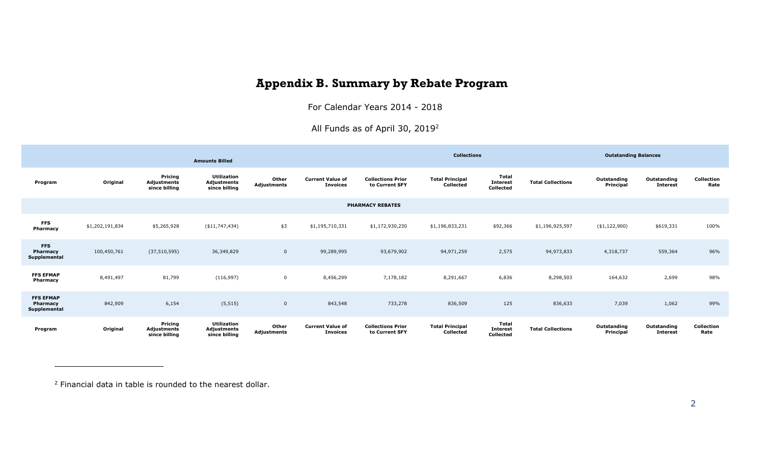# Appendix B. Summary by Rebate Program

For Calendar Years 2014 - 2018

All Funds as of April 30, 2019[2]

| | Amounts Billed | | | | | Collections | | | | Outstanding Balances | | |
|---|---|---|---|---|---|---|---|---|---|---|---|---|
| **Program** | **Original** | **Pricing Adjustments since billing** | **Utilization Adjustments since billing** | **Other Adjustments** | **Current Value of Invoices** | **Collections Prior to Current SFY** | **Total Principal Collected** | **Total Interest Collected** | **Total Collections** | **Outstanding Principal** | **Outstanding Interest** | **Collection Rate** |
| **PHARMACY REBATES** | | | | | | | | | | | | |
| **FFS Pharmacy** | $1,202,191,834 | $5,265,928 | ($11,747,434) | $3 | $1,195,710,331 | $1,172,930,230 | $1,196,833,231 | $92,366 | $1,196,925,597 | ($1,122,900) | $619,331 | 100% |
| **FFS Pharmacy Supplemental** | 100,450,761 | (37,510,595) | 36,349,829 | 0 | 99,289,995 | 93,679,902 | 94,971,259 | 2,575 | 94,973,833 | 4,318,737 | 559,364 | 96% |
| **FFS EFMAP Pharmacy** | 8,491,497 | 81,799 | (116,997) | 0 | 8,456,299 | 7,178,182 | 8,291,667 | 6,836 | 8,298,503 | 164,632 | 2,699 | 98% |
| **FFS EFMAP Pharmacy Supplemental** | 842,909 | 6,154 | (5,515) | 0 | 843,548 | 733,278 | 836,509 | 125 | 836,633 | 7,039 | 1,062 | 99% |
| **Program** | **Original** | **Pricing Adjustments since billing** | **Utilization Adjustments since billing** | **Other Adjustments** | **Current Value of Invoices** | **Collections Prior to Current SFY** | **Total Principal Collected** | **Total Interest Collected** | **Total Collections** | **Outstanding Principal** | **Outstanding Interest** | **Collection Rate** |

[2] Financial data in table is rounded to the nearest dollar.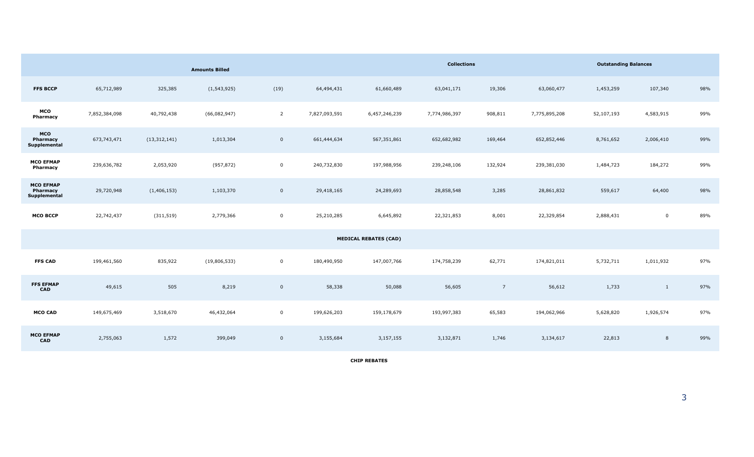| | Amounts Billed | | | | | Collections | | | Outstanding Balances | | | |
|---|---|---|---|---|---|---|---|---|---|---|---|---|
| **FFS BCCP** | 65,712,989 | 325,385 | (1,543,925) | (19) | 64,494,431 | 61,660,489 | 63,041,171 | 19,306 | 63,060,477 | 1,453,259 | 107,340 | 98% |
| **MCO Pharmacy** | 7,852,384,098 | 40,792,438 | (66,082,947) | 2 | 7,827,093,591 | 6,457,246,239 | 7,774,986,397 | 908,811 | 7,775,895,208 | 52,107,193 | 4,583,915 | 99% |
| **MCO Pharmacy Supplemental** | 673,743,471 | (13,312,141) | 1,013,304 | 0 | 661,444,634 | 567,351,861 | 652,682,982 | 169,464 | 652,852,446 | 8,761,652 | 2,006,410 | 99% |
| **MCO EFMAP Pharmacy** | 239,636,782 | 2,053,920 | (957,872) | 0 | 240,732,830 | 197,988,956 | 239,248,106 | 132,924 | 239,381,030 | 1,484,723 | 184,272 | 99% |
| **MCO EFMAP Pharmacy Supplemental** | 29,720,948 | (1,406,153) | 1,103,370 | 0 | 29,418,165 | 24,289,693 | 28,858,548 | 3,285 | 28,861,832 | 559,617 | 64,400 | 98% |
| **MCO BCCP** | 22,742,437 | (311,519) | 2,779,366 | 0 | 25,210,285 | 6,645,892 | 22,321,853 | 8,001 | 22,329,854 | 2,888,431 | 0 | 89% |
| **MEDICAL REBATES (CAD)** | | | | | | | | | | | | |
| **FFS CAD** | 199,461,560 | 835,922 | (19,806,533) | 0 | 180,490,950 | 147,007,766 | 174,758,239 | 62,771 | 174,821,011 | 5,732,711 | 1,011,932 | 97% |
| **FFS EFMAP CAD** | 49,615 | 505 | 8,219 | 0 | 58,338 | 50,088 | 56,605 | 7 | 56,612 | 1,733 | 1 | 97% |
| **MCO CAD** | 149,675,469 | 3,518,670 | 46,432,064 | 0 | 199,626,203 | 159,178,679 | 193,997,383 | 65,583 | 194,062,966 | 5,628,820 | 1,926,574 | 97% |
| **MCO EFMAP CAD** | 2,755,063 | 1,572 | 399,049 | 0 | 3,155,684 | 3,157,155 | 3,132,871 | 1,746 | 3,134,617 | 22,813 | 8 | 99% |

**CHIP REBATES**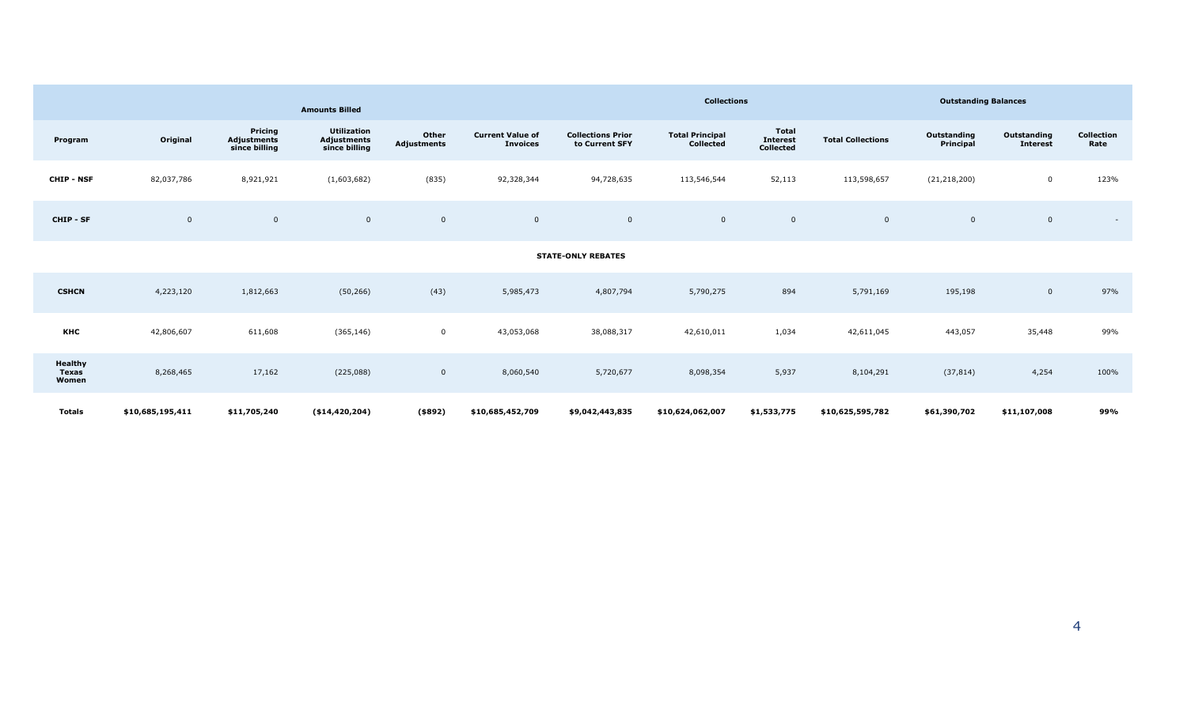| | Amounts Billed | | | | | Collections | | | | Outstanding Balances | | |
|---|---|---|---|---|---|---|---|---|---|---|---|---|
| **Program** | **Original** | **Pricing Adjustments since billing** | **Utilization Adjustments since billing** | **Other Adjustments** | **Current Value of Invoices** | **Collections Prior to Current SFY** | **Total Principal Collected** | **Total Interest Collected** | **Total Collections** | **Outstanding Principal** | **Outstanding Interest** | **Collection Rate** |
| **CHIP - NSF** | 82,037,786 | 8,921,921 | (1,603,682) | (835) | 92,328,344 | 94,728,635 | 113,546,544 | 52,113 | 113,598,657 | (21,218,200) | 0 | 123% |
| **CHIP - SF** | 0 | 0 | 0 | 0 | 0 | 0 | 0 | 0 | 0 | 0 | 0 | - |
| | | | | | | **STATE-ONLY REBATES** | | | | | | |
| **CSHCN** | 4,223,120 | 1,812,663 | (50,266) | (43) | 5,985,473 | 4,807,794 | 5,790,275 | 894 | 5,791,169 | 195,198 | 0 | 97% |
| **KHC** | 42,806,607 | 611,608 | (365,146) | 0 | 43,053,068 | 38,088,317 | 42,610,011 | 1,034 | 42,611,045 | 443,057 | 35,448 | 99% |
| **Healthy Texas Women** | 8,268,465 | 17,162 | (225,088) | 0 | 8,060,540 | 5,720,677 | 8,098,354 | 5,937 | 8,104,291 | (37,814) | 4,254 | 100% |
| **Totals** | **$10,685,195,411** | **$11,705,240** | **($14,420,204)** | **($892)** | **$10,685,452,709** | **$9,042,443,835** | **$10,624,062,007** | **$1,533,775** | **$10,625,595,782** | **$61,390,702** | **$11,107,008** | **99%** |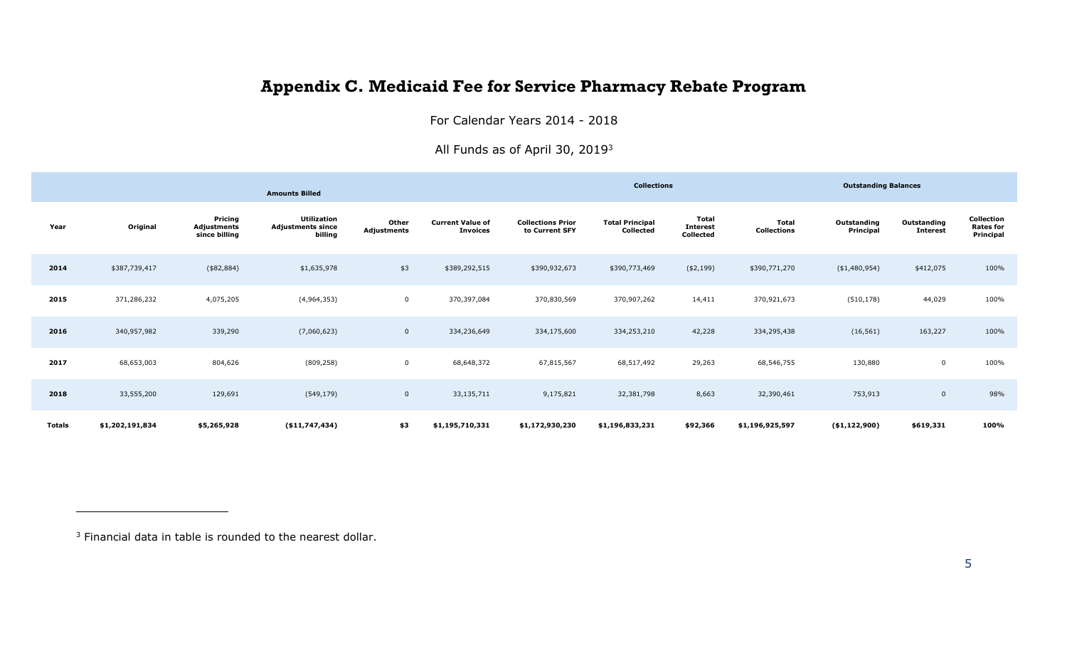# Appendix C. Medicaid Fee for Service Pharmacy Rebate Program

For Calendar Years 2014 - 2018

All Funds as of April 30, 2019[3]

| | | Amounts Billed | | | | Collections | | | | Outstanding Balances | | |
|---|---|---|---|---|---|---|---|---|---|---|---|---|
| **Year** | **Original** | **Pricing Adjustments since billing** | **Utilization Adjustments since billing** | **Other Adjustments** | **Current Value of Invoices** | **Collections Prior to Current SFY** | **Total Principal Collected** | **Total Interest Collected** | **Total Collections** | **Outstanding Principal** | **Outstanding Interest** | **Collection Rates for Principal** |
| **2014** | $387,739,417 | ($82,884) | $1,635,978 | $3 | $389,292,515 | $390,932,673 | $390,773,469 | ($2,199) | $390,771,270 | ($1,480,954) | $412,075 | 100% |
| **2015** | 371,286,232 | 4,075,205 | (4,964,353) | 0 | 370,397,084 | 370,830,569 | 370,907,262 | 14,411 | 370,921,673 | (510,178) | 44,029 | 100% |
| **2016** | 340,957,982 | 339,290 | (7,060,623) | 0 | 334,236,649 | 334,175,600 | 334,253,210 | 42,228 | 334,295,438 | (16,561) | 163,227 | 100% |
| **2017** | 68,653,003 | 804,626 | (809,258) | 0 | 68,648,372 | 67,815,567 | 68,517,492 | 29,263 | 68,546,755 | 130,880 | 0 | 100% |
| **2018** | 33,555,200 | 129,691 | (549,179) | 0 | 33,135,711 | 9,175,821 | 32,381,798 | 8,663 | 32,390,461 | 753,913 | 0 | 98% |
| **Totals** | **$1,202,191,834** | **$5,265,928** | **($11,747,434)** | **$3** | **$1,195,710,331** | **$1,172,930,230** | **$1,196,833,231** | **$92,366** | **$1,196,925,597** | **($1,122,900)** | **$619,331** | **100%** |

[3] Financial data in table is rounded to the nearest dollar.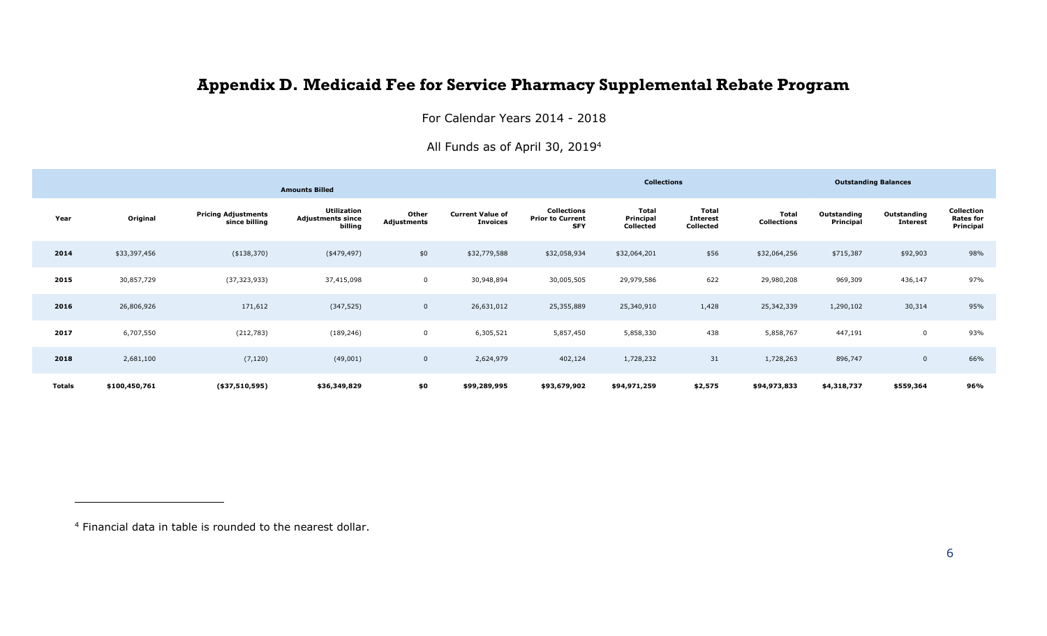# Appendix D. Medicaid Fee for Service Pharmacy Supplemental Rebate Program

For Calendar Years 2014 - 2018

All Funds as of April 30, 2019[4]

| | Amounts Billed | | | | | Collections | | | | Outstanding Balances | | |
|---|---|---|---|---|---|---|---|---|---|---|---|---|
| **Year** | **Original** | **Pricing Adjustments since billing** | **Utilization Adjustments since billing** | **Other Adjustments** | **Current Value of Invoices** | **Collections Prior to Current SFY** | **Total Principal Collected** | **Total Interest Collected** | **Total Collections** | **Outstanding Principal** | **Outstanding Interest** | **Collection Rates for Principal** |
| **2014** | $33,397,456 | ($138,370) | ($479,497) | $0 | $32,779,588 | $32,058,934 | $32,064,201 | $56 | $32,064,256 | $715,387 | $92,903 | 98% |
| **2015** | 30,857,729 | (37,323,933) | 37,415,098 | 0 | 30,948,894 | 30,005,505 | 29,979,586 | 622 | 29,980,208 | 969,309 | 436,147 | 97% |
| **2016** | 26,806,926 | 171,612 | (347,525) | 0 | 26,631,012 | 25,355,889 | 25,340,910 | 1,428 | 25,342,339 | 1,290,102 | 30,314 | 95% |
| **2017** | 6,707,550 | (212,783) | (189,246) | 0 | 6,305,521 | 5,857,450 | 5,858,330 | 438 | 5,858,767 | 447,191 | 0 | 93% |
| **2018** | 2,681,100 | (7,120) | (49,001) | 0 | 2,624,979 | 402,124 | 1,728,232 | 31 | 1,728,263 | 896,747 | 0 | 66% |
| **Totals** | **$100,450,761** | **($37,510,595)** | **$36,349,829** | **$0** | **$99,289,995** | **$93,679,902** | **$94,971,259** | **$2,575** | **$94,973,833** | **$4,318,737** | **$559,364** | **96%** |

[4] Financial data in table is rounded to the nearest dollar.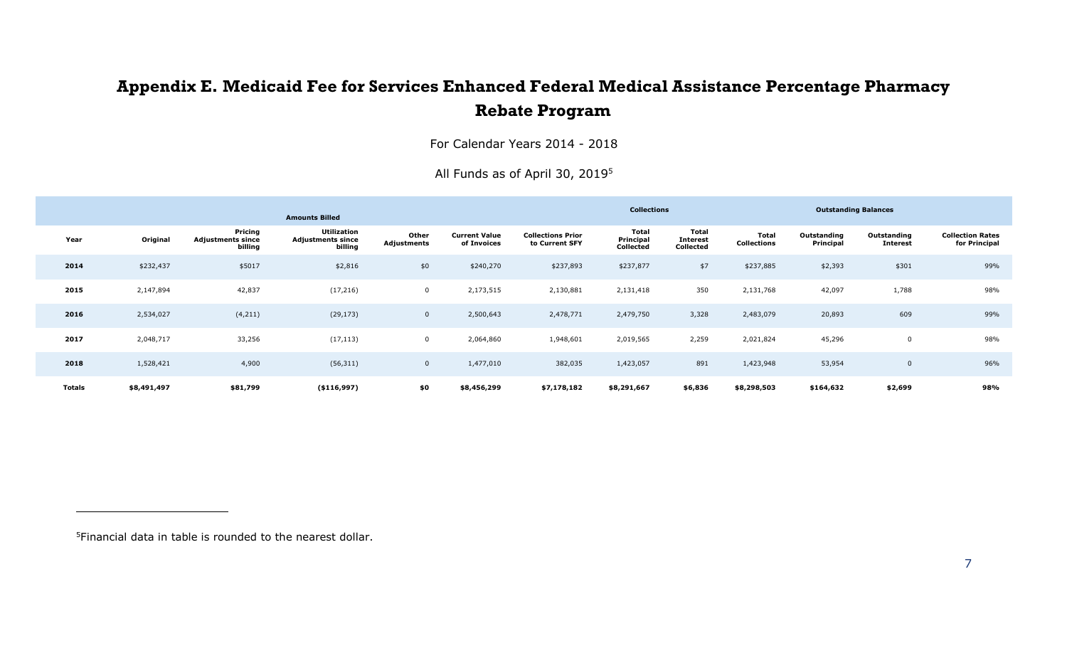# Appendix E. Medicaid Fee for Services Enhanced Federal Medical Assistance Percentage Pharmacy Rebate Program

For Calendar Years 2014 - 2018

All Funds as of April 30, 2019[5]

| | Amounts Billed | | | | | | Collections | | | | Outstanding Balances | | |
|---|---|---|---|---|---|---|---|---|---|---|---|---|---|
| Year | Original | Pricing Adjustments since billing | Utilization Adjustments since billing | Other Adjustments | Current Value of Invoices | Collections Prior to Current SFY | Total Principal Collected | Total Interest Collected | Total Collections | Outstanding Principal | Outstanding Interest | Collection Rates for Principal |
| **2014** | $232,437 | $5017 | $2,816 | $0 | $240,270 | $237,893 | $237,877 | $7 | $237,885 | $2,393 | $301 | 99% |
| **2015** | 2,147,894 | 42,837 | (17,216) | 0 | 2,173,515 | 2,130,881 | 2,131,418 | 350 | 2,131,768 | 42,097 | 1,788 | 98% |
| **2016** | 2,534,027 | (4,211) | (29,173) | 0 | 2,500,643 | 2,478,771 | 2,479,750 | 3,328 | 2,483,079 | 20,893 | 609 | 99% |
| **2017** | 2,048,717 | 33,256 | (17,113) | 0 | 2,064,860 | 1,948,601 | 2,019,565 | 2,259 | 2,021,824 | 45,296 | 0 | 98% |
| **2018** | 1,528,421 | 4,900 | (56,311) | 0 | 1,477,010 | 382,035 | 1,423,057 | 891 | 1,423,948 | 53,954 | 0 | 96% |
| **Totals** | **$8,491,497** | **$81,799** | **($116,997)** | **$0** | **$8,456,299** | **$7,178,182** | **$8,291,667** | **$6,836** | **$8,298,503** | **$164,632** | **$2,699** | **98%** |

[5]Financial data in table is rounded to the nearest dollar.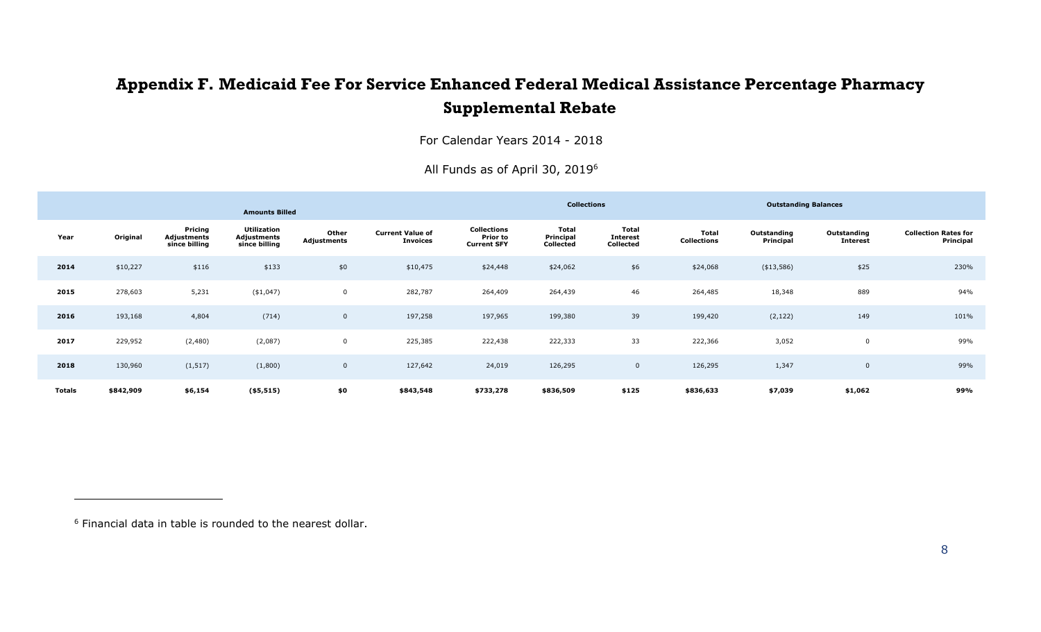# Appendix F. Medicaid Fee For Service Enhanced Federal Medical Assistance Percentage Pharmacy Supplemental Rebate

For Calendar Years 2014 - 2018

All Funds as of April 30, 2019[6]

| | Amounts Billed | | | | | Collections | | | | Outstanding Balances | | |
|---|---|---|---|---|---|---|---|---|---|---|---|---|
| Year | Original | Pricing Adjustments since billing | Utilization Adjustments since billing | Other Adjustments | Current Value of Invoices | Collections Prior to Current SFY | Total Principal Collected | Total Interest Collected | Total Collections | Outstanding Principal | Outstanding Interest | Collection Rates for Principal |
| **2014** | $10,227 | $116 | $133 | $0 | $10,475 | $24,448 | $24,062 | $6 | $24,068 | ($13,586) | $25 | 230% |
| **2015** | 278,603 | 5,231 | ($1,047) | 0 | 282,787 | 264,409 | 264,439 | 46 | 264,485 | 18,348 | 889 | 94% |
| **2016** | 193,168 | 4,804 | (714) | 0 | 197,258 | 197,965 | 199,380 | 39 | 199,420 | (2,122) | 149 | 101% |
| **2017** | 229,952 | (2,480) | (2,087) | 0 | 225,385 | 222,438 | 222,333 | 33 | 222,366 | 3,052 | 0 | 99% |
| **2018** | 130,960 | (1,517) | (1,800) | 0 | 127,642 | 24,019 | 126,295 | 0 | 126,295 | 1,347 | 0 | 99% |
| **Totals** | **$842,909** | **$6,154** | **($5,515)** | **$0** | **$843,548** | **$733,278** | **$836,509** | **$125** | **$836,633** | **$7,039** | **$1,062** | **99%** |

[6] Financial data in table is rounded to the nearest dollar.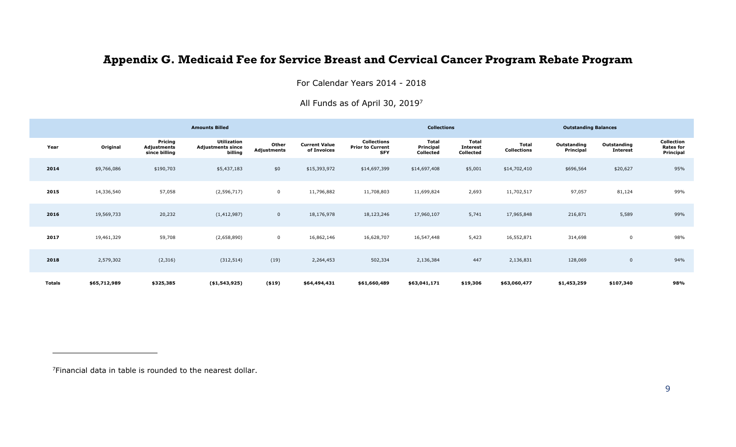# Appendix G. Medicaid Fee for Service Breast and Cervical Cancer Program Rebate Program

For Calendar Years 2014 - 2018

All Funds as of April 30, 2019[7]

| | Amounts Billed | | | | | Collections | | | | Outstanding Balances | | |
|---|---|---|---|---|---|---|---|---|---|---|---|---|
| **Year** | **Original** | **Pricing Adjustments since billing** | **Utilization Adjustments since billing** | **Other Adjustments** | **Current Value of Invoices** | **Collections Prior to Current SFY** | **Total Principal Collected** | **Total Interest Collected** | **Total Collections** | **Outstanding Principal** | **Outstanding Interest** | **Collection Rates for Principal** |
| **2014** | $9,766,086 | $190,703 | $5,437,183 | $0 | $15,393,972 | $14,697,399 | $14,697,408 | $5,001 | $14,702,410 | $696,564 | $20,627 | 95% |
| **2015** | 14,336,540 | 57,058 | (2,596,717) | 0 | 11,796,882 | 11,708,803 | 11,699,824 | 2,693 | 11,702,517 | 97,057 | 81,124 | 99% |
| **2016** | 19,569,733 | 20,232 | (1,412,987) | 0 | 18,176,978 | 18,123,246 | 17,960,107 | 5,741 | 17,965,848 | 216,871 | 5,589 | 99% |
| **2017** | 19,461,329 | 59,708 | (2,658,890) | 0 | 16,862,146 | 16,628,707 | 16,547,448 | 5,423 | 16,552,871 | 314,698 | 0 | 98% |
| **2018** | 2,579,302 | (2,316) | (312,514) | (19) | 2,264,453 | 502,334 | 2,136,384 | 447 | 2,136,831 | 128,069 | 0 | 94% |
| **Totals** | **$65,712,989** | **$325,385** | **($1,543,925)** | **($19)** | **$64,494,431** | **$61,660,489** | **$63,041,171** | **$19,306** | **$63,060,477** | **$1,453,259** | **$107,340** | **98%** |

[7]Financial data in table is rounded to the nearest dollar.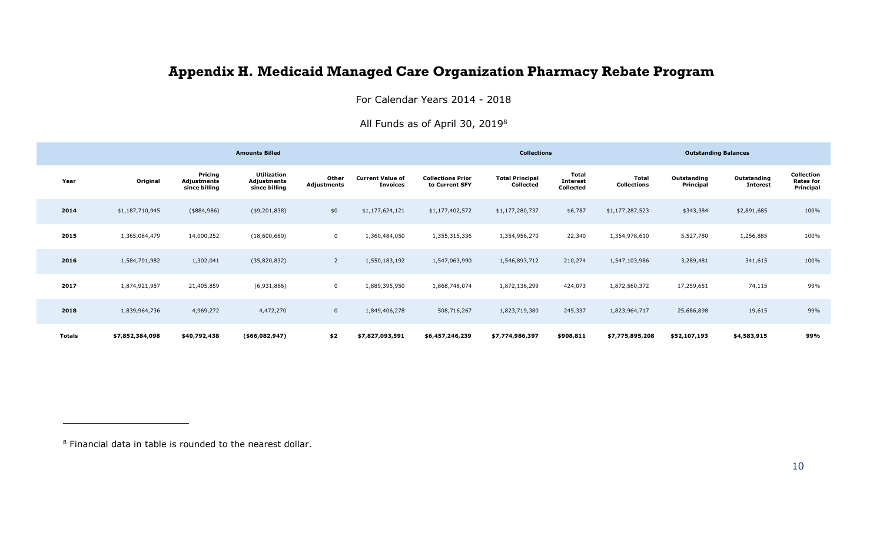# Appendix H. Medicaid Managed Care Organization Pharmacy Rebate Program

For Calendar Years 2014 - 2018

All Funds as of April 30, 2019[8]

| | Amounts Billed | | | | | Collections | | | | Outstanding Balances | | |
|---|---|---|---|---|---|---|---|---|---|---|---|---|
| **Year** | **Original** | **Pricing Adjustments since billing** | **Utilization Adjustments since billing** | **Other Adjustments** | **Current Value of Invoices** | **Collections Prior to Current SFY** | **Total Principal Collected** | **Total Interest Collected** | **Total Collections** | **Outstanding Principal** | **Outstanding Interest** | **Collection Rates for Principal** |
| **2014** | $1,187,710,945 | ($884,986) | ($9,201,838) | $0 | $1,177,624,121 | $1,177,402,572 | $1,177,280,737 | $6,787 | $1,177,287,523 | $343,384 | $2,891,685 | 100% |
| **2015** | 1,365,084,479 | 14,000,252 | (18,600,680) | 0 | 1,360,484,050 | 1,355,315,336 | 1,354,956,270 | 22,340 | 1,354,978,610 | 5,527,780 | 1,256,885 | 100% |
| **2016** | 1,584,701,982 | 1,302,041 | (35,820,832) | 2 | 1,550,183,192 | 1,547,063,990 | 1,546,893,712 | 210,274 | 1,547,103,986 | 3,289,481 | 341,615 | 100% |
| **2017** | 1,874,921,957 | 21,405,859 | (6,931,866) | 0 | 1,889,395,950 | 1,868,748,074 | 1,872,136,299 | 424,073 | 1,872,560,372 | 17,259,651 | 74,115 | 99% |
| **2018** | 1,839,964,736 | 4,969,272 | 4,472,270 | 0 | 1,849,406,278 | 508,716,267 | 1,823,719,380 | 245,337 | 1,823,964,717 | 25,686,898 | 19,615 | 99% |
| **Totals** | **$7,852,384,098** | **$40,792,438** | **($66,082,947)** | **$2** | **$7,827,093,591** | **$6,457,246,239** | **$7,774,986,397** | **$908,811** | **$7,775,895,208** | **$52,107,193** | **$4,583,915** | **99%** |

[8] Financial data in table is rounded to the nearest dollar.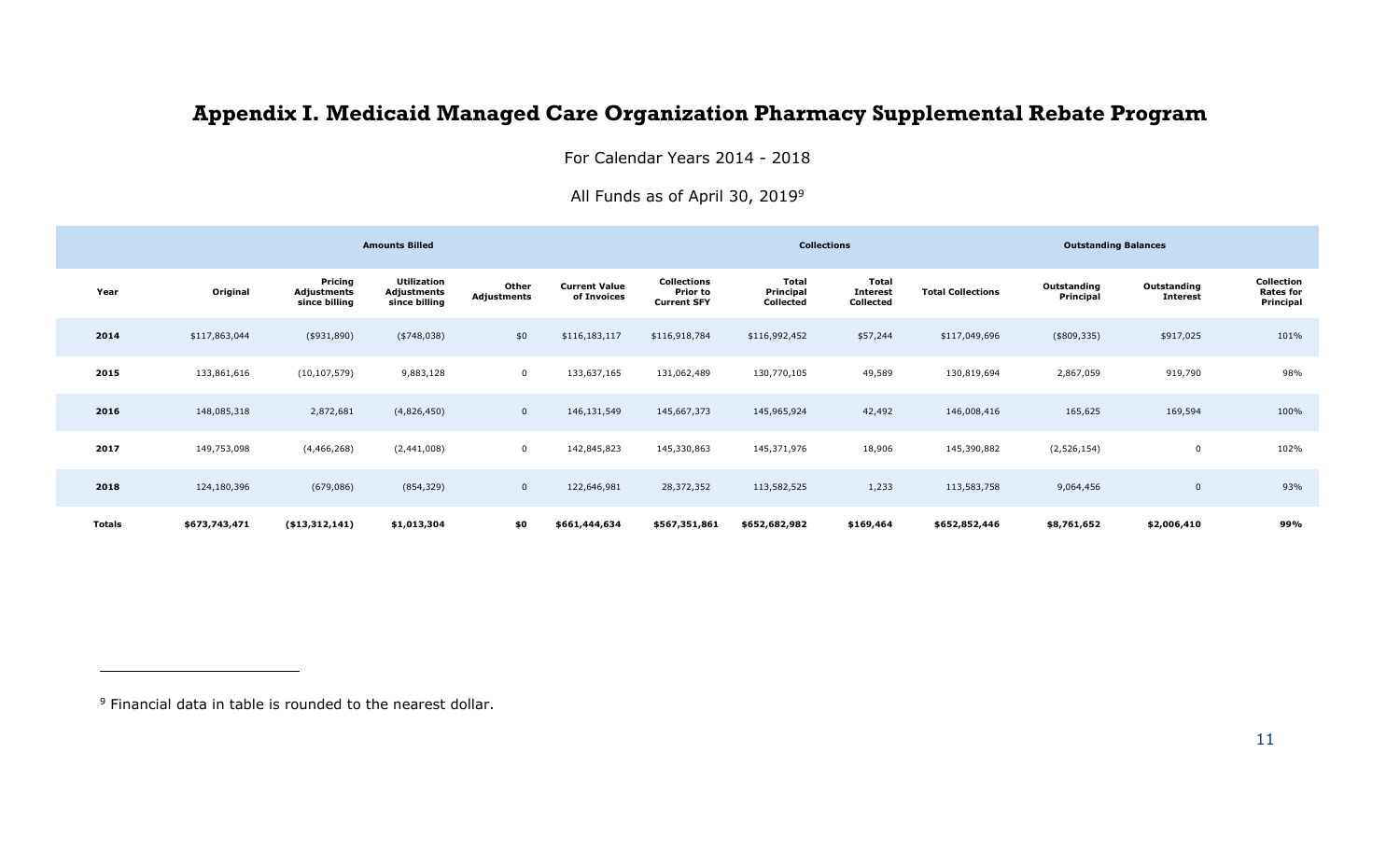# Appendix I. Medicaid Managed Care Organization Pharmacy Supplemental Rebate Program

For Calendar Years 2014 - 2018

All Funds as of April 30, 2019[9]

| | Amounts Billed | | | | | Collections | | | | Outstanding Balances | | |
|---|---|---|---|---|---|---|---|---|---|---|---|---|
| **Year** | **Original** | **Pricing Adjustments since billing** | **Utilization Adjustments since billing** | **Other Adjustments** | **Current Value of Invoices** | **Collections Prior to Current SFY** | **Total Principal Collected** | **Total Interest Collected** | **Total Collections** | **Outstanding Principal** | **Outstanding Interest** | **Collection Rates for Principal** |
| **2014** | $117,863,044 | ($931,890) | ($748,038) | $0 | $116,183,117 | $116,918,784 | $116,992,452 | $57,244 | $117,049,696 | ($809,335) | $917,025 | 101% |
| **2015** | 133,861,616 | (10,107,579) | 9,883,128 | 0 | 133,637,165 | 131,062,489 | 130,770,105 | 49,589 | 130,819,694 | 2,867,059 | 919,790 | 98% |
| **2016** | 148,085,318 | 2,872,681 | (4,826,450) | 0 | 146,131,549 | 145,667,373 | 145,965,924 | 42,492 | 146,008,416 | 165,625 | 169,594 | 100% |
| **2017** | 149,753,098 | (4,466,268) | (2,441,008) | 0 | 142,845,823 | 145,330,863 | 145,371,976 | 18,906 | 145,390,882 | (2,526,154) | 0 | 102% |
| **2018** | 124,180,396 | (679,086) | (854,329) | 0 | 122,646,981 | 28,372,352 | 113,582,525 | 1,233 | 113,583,758 | 9,064,456 | 0 | 93% |
| **Totals** | **$673,743,471** | **($13,312,141)** | **$1,013,304** | **$0** | **$661,444,634** | **$567,351,861** | **$652,682,982** | **$169,464** | **$652,852,446** | **$8,761,652** | **$2,006,410** | **99%** |

[9] Financial data in table is rounded to the nearest dollar.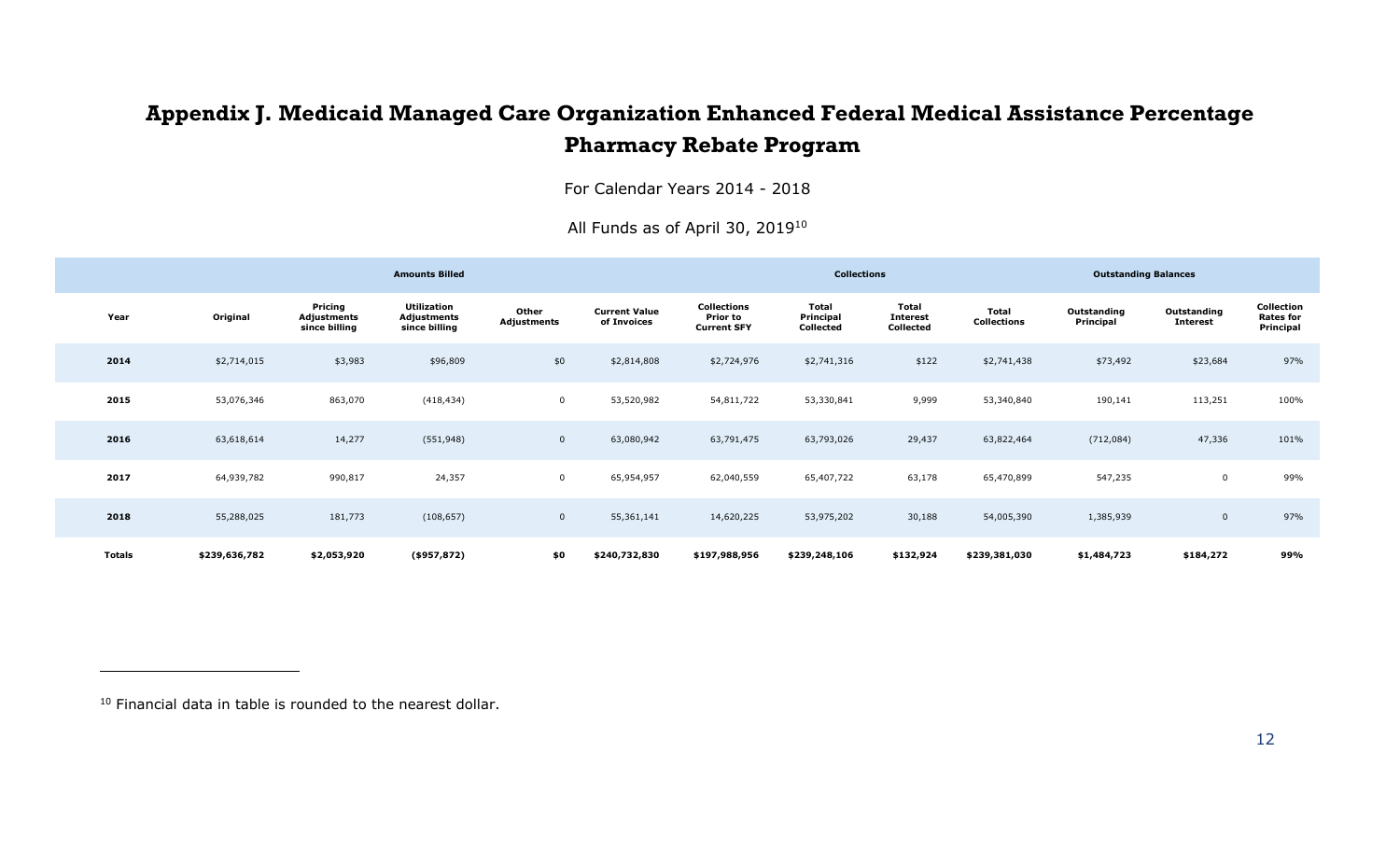# Appendix J. Medicaid Managed Care Organization Enhanced Federal Medical Assistance Percentage Pharmacy Rebate Program

For Calendar Years 2014 - 2018

All Funds as of April 30, 2019[10]

| | Amounts Billed | | | | | Collections | | | | Outstanding Balances | | |
|---|---|---|---|---|---|---|---|---|---|---|---|---|
| **Year** | **Original** | **Pricing Adjustments since billing** | **Utilization Adjustments since billing** | **Other Adjustments** | **Current Value of Invoices** | **Collections Prior to Current SFY** | **Total Principal Collected** | **Total Interest Collected** | **Total Collections** | **Outstanding Principal** | **Outstanding Interest** | **Collection Rates for Principal** |
| **2014** | $2,714,015 | $3,983 | $96,809 | $0 | $2,814,808 | $2,724,976 | $2,741,316 | $122 | $2,741,438 | $73,492 | $23,684 | 97% |
| **2015** | 53,076,346 | 863,070 | (418,434) | 0 | 53,520,982 | 54,811,722 | 53,330,841 | 9,999 | 53,340,840 | 190,141 | 113,251 | 100% |
| **2016** | 63,618,614 | 14,277 | (551,948) | 0 | 63,080,942 | 63,791,475 | 63,793,026 | 29,437 | 63,822,464 | (712,084) | 47,336 | 101% |
| **2017** | 64,939,782 | 990,817 | 24,357 | 0 | 65,954,957 | 62,040,559 | 65,407,722 | 63,178 | 65,470,899 | 547,235 | 0 | 99% |
| **2018** | 55,288,025 | 181,773 | (108,657) | 0 | 55,361,141 | 14,620,225 | 53,975,202 | 30,188 | 54,005,390 | 1,385,939 | 0 | 97% |
| **Totals** | **$239,636,782** | **$2,053,920** | **($957,872)** | **$0** | **$240,732,830** | **$197,988,956** | **$239,248,106** | **$132,924** | **$239,381,030** | **$1,484,723** | **$184,272** | **99%** |

[10] Financial data in table is rounded to the nearest dollar.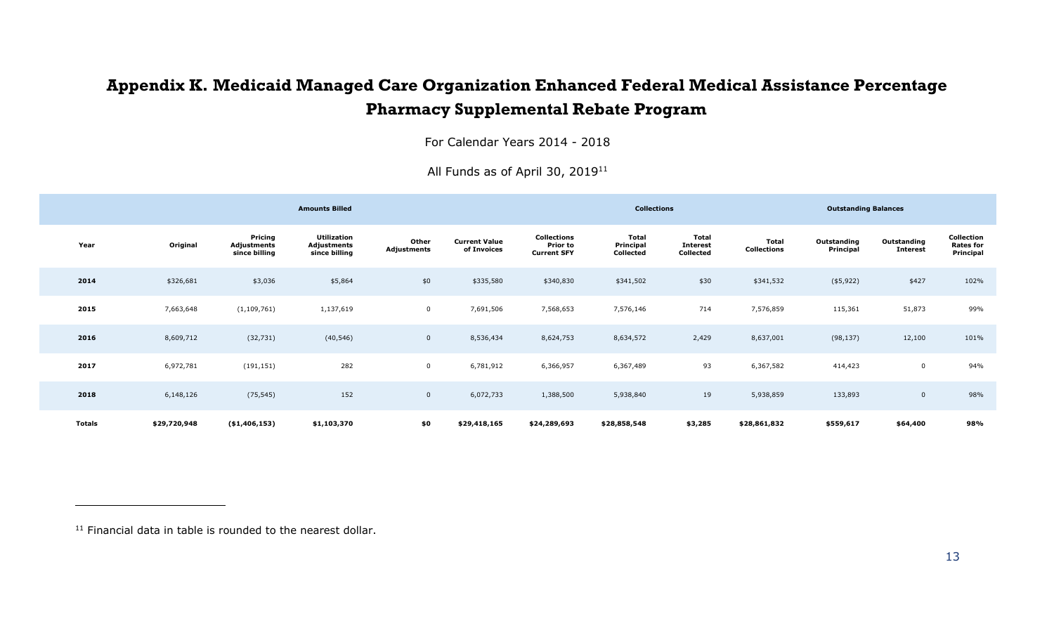# Appendix K. Medicaid Managed Care Organization Enhanced Federal Medical Assistance Percentage Pharmacy Supplemental Rebate Program

For Calendar Years 2014 - 2018

All Funds as of April 30, 2019[11]

| | Amounts Billed | | | | | Collections | | | | Outstanding Balances | | |
|---|---|---|---|---|---|---|---|---|---|---|---|---|
| Year | Original | Pricing Adjustments since billing | Utilization Adjustments since billing | Other Adjustments | Current Value of Invoices | Collections Prior to Current SFY | Total Principal Collected | Total Interest Collected | Total Collections | Outstanding Principal | Outstanding Interest | Collection Rates for Principal |
| 2014 | $326,681 | $3,036 | $5,864 | $0 | $335,580 | $340,830 | $341,502 | $30 | $341,532 | ($5,922) | $427 | 102% |
| 2015 | 7,663,648 | (1,109,761) | 1,137,619 | 0 | 7,691,506 | 7,568,653 | 7,576,146 | 714 | 7,576,859 | 115,361 | 51,873 | 99% |
| 2016 | 8,609,712 | (32,731) | (40,546) | 0 | 8,536,434 | 8,624,753 | 8,634,572 | 2,429 | 8,637,001 | (98,137) | 12,100 | 101% |
| 2017 | 6,972,781 | (191,151) | 282 | 0 | 6,781,912 | 6,366,957 | 6,367,489 | 93 | 6,367,582 | 414,423 | 0 | 94% |
| 2018 | 6,148,126 | (75,545) | 152 | 0 | 6,072,733 | 1,388,500 | 5,938,840 | 19 | 5,938,859 | 133,893 | 0 | 98% |
| **Totals** | **$29,720,948** | **($1,406,153)** | **$1,103,370** | **$0** | **$29,418,165** | **$24,289,693** | **$28,858,548** | **$3,285** | **$28,861,832** | **$559,617** | **$64,400** | **98%** |

[11] Financial data in table is rounded to the nearest dollar.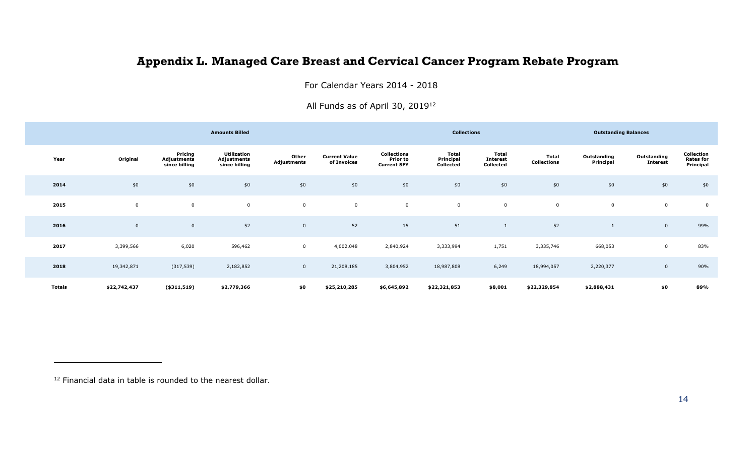# Appendix L. Managed Care Breast and Cervical Cancer Program Rebate Program

For Calendar Years 2014 - 2018

All Funds as of April 30, 2019[12]

| | Amounts Billed | | | | | Collections | | | | Outstanding Balances | | |
|---|---|---|---|---|---|---|---|---|---|---|---|---|
| Year | Original | Pricing Adjustments since billing | Utilization Adjustments since billing | Other Adjustments | Current Value of Invoices | Collections Prior to Current SFY | Total Principal Collected | Total Interest Collected | Total Collections | Outstanding Principal | Outstanding Interest | Collection Rates for Principal |
| 2014 | $0 | $0 | $0 | $0 | $0 | $0 | $0 | $0 | $0 | $0 | $0 | $0 |
| 2015 | 0 | 0 | 0 | 0 | 0 | 0 | 0 | 0 | 0 | 0 | 0 | 0 |
| 2016 | 0 | 0 | 52 | 0 | 52 | 15 | 51 | 1 | 52 | 1 | 0 | 99% |
| 2017 | 3,399,566 | 6,020 | 596,462 | 0 | 4,002,048 | 2,840,924 | 3,333,994 | 1,751 | 3,335,746 | 668,053 | 0 | 83% |
| 2018 | 19,342,871 | (317,539) | 2,182,852 | 0 | 21,208,185 | 3,804,952 | 18,987,808 | 6,249 | 18,994,057 | 2,220,377 | 0 | 90% |
| **Totals** | **$22,742,437** | **($311,519)** | **$2,779,366** | **$0** | **$25,210,285** | **$6,645,892** | **$22,321,853** | **$8,001** | **$22,329,854** | **$2,888,431** | **$0** | **89%** |

[12] Financial data in table is rounded to the nearest dollar.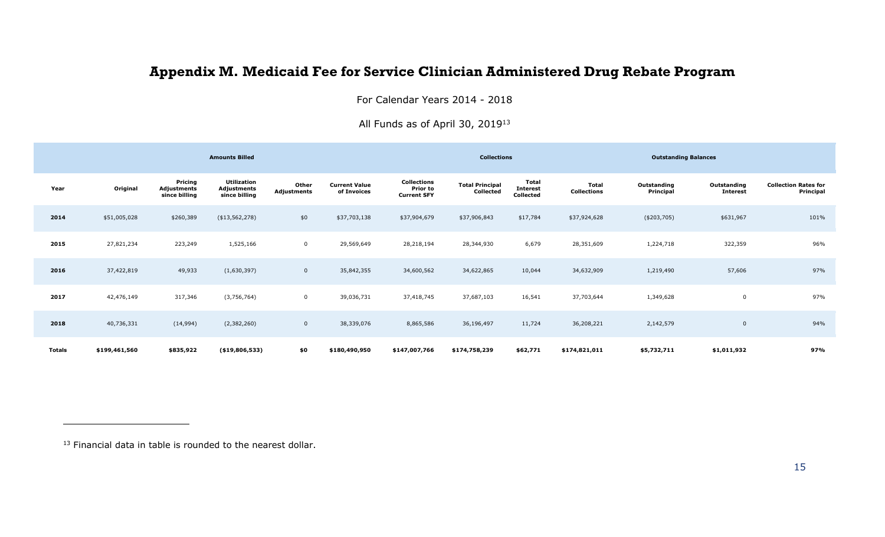# Appendix M. Medicaid Fee for Service Clinician Administered Drug Rebate Program

For Calendar Years 2014 - 2018

All Funds as of April 30, 2019[13]

| | Amounts Billed | | | | | Collections | | | | Outstanding Balances | | |
|---|---|---|---|---|---|---|---|---|---|---|---|---|
| **Year** | **Original** | **Pricing Adjustments since billing** | **Utilization Adjustments since billing** | **Other Adjustments** | **Current Value of Invoices** | **Collections Prior to Current SFY** | **Total Principal Collected** | **Total Interest Collected** | **Total Collections** | **Outstanding Principal** | **Outstanding Interest** | **Collection Rates for Principal** |
| **2014** | $51,005,028 | $260,389 | ($13,562,278) | $0 | $37,703,138 | $37,904,679 | $37,906,843 | $17,784 | $37,924,628 | ($203,705) | $631,967 | 101% |
| **2015** | 27,821,234 | 223,249 | 1,525,166 | 0 | 29,569,649 | 28,218,194 | 28,344,930 | 6,679 | 28,351,609 | 1,224,718 | 322,359 | 96% |
| **2016** | 37,422,819 | 49,933 | (1,630,397) | 0 | 35,842,355 | 34,600,562 | 34,622,865 | 10,044 | 34,632,909 | 1,219,490 | 57,606 | 97% |
| **2017** | 42,476,149 | 317,346 | (3,756,764) | 0 | 39,036,731 | 37,418,745 | 37,687,103 | 16,541 | 37,703,644 | 1,349,628 | 0 | 97% |
| **2018** | 40,736,331 | (14,994) | (2,382,260) | 0 | 38,339,076 | 8,865,586 | 36,196,497 | 11,724 | 36,208,221 | 2,142,579 | 0 | 94% |
| **Totals** | **$199,461,560** | **$835,922** | **($19,806,533)** | **$0** | **$180,490,950** | **$147,007,766** | **$174,758,239** | **$62,771** | **$174,821,011** | **$5,732,711** | **$1,011,932** | **97%** |

[13] Financial data in table is rounded to the nearest dollar.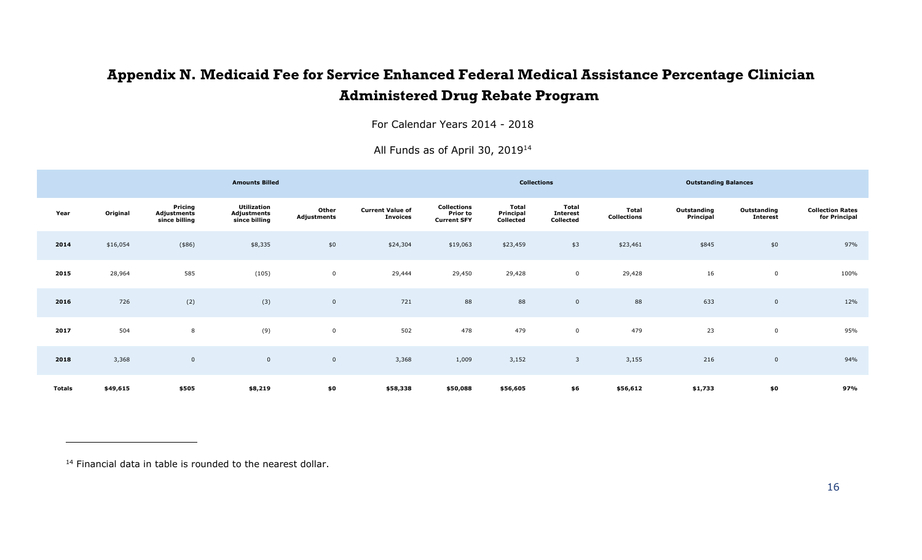# Appendix N. Medicaid Fee for Service Enhanced Federal Medical Assistance Percentage Clinician Administered Drug Rebate Program

For Calendar Years 2014 - 2018

All Funds as of April 30, 2019[14]

| | Amounts Billed | | | | | Collections | | | | Outstanding Balances | | |
|---|---|---|---|---|---|---|---|---|---|---|---|---|
| **Year** | **Original** | **Pricing Adjustments since billing** | **Utilization Adjustments since billing** | **Other Adjustments** | **Current Value of Invoices** | **Collections Prior to Current SFY** | **Total Principal Collected** | **Total Interest Collected** | **Total Collections** | **Outstanding Principal** | **Outstanding Interest** | **Collection Rates for Principal** |
| **2014** | $16,054 | ($86) | $8,335 | $0 | $24,304 | $19,063 | $23,459 | $3 | $23,461 | $845 | $0 | 97% |
| **2015** | 28,964 | 585 | (105) | 0 | 29,444 | 29,450 | 29,428 | 0 | 29,428 | 16 | 0 | 100% |
| **2016** | 726 | (2) | (3) | 0 | 721 | 88 | 88 | 0 | 88 | 633 | 0 | 12% |
| **2017** | 504 | 8 | (9) | 0 | 502 | 478 | 479 | 0 | 479 | 23 | 0 | 95% |
| **2018** | 3,368 | 0 | 0 | 0 | 3,368 | 1,009 | 3,152 | 3 | 3,155 | 216 | 0 | 94% |
| **Totals** | **$49,615** | **$505** | **$8,219** | **$0** | **$58,338** | **$50,088** | **$56,605** | **$6** | **$56,612** | **$1,733** | **$0** | **97%** |

[14] Financial data in table is rounded to the nearest dollar.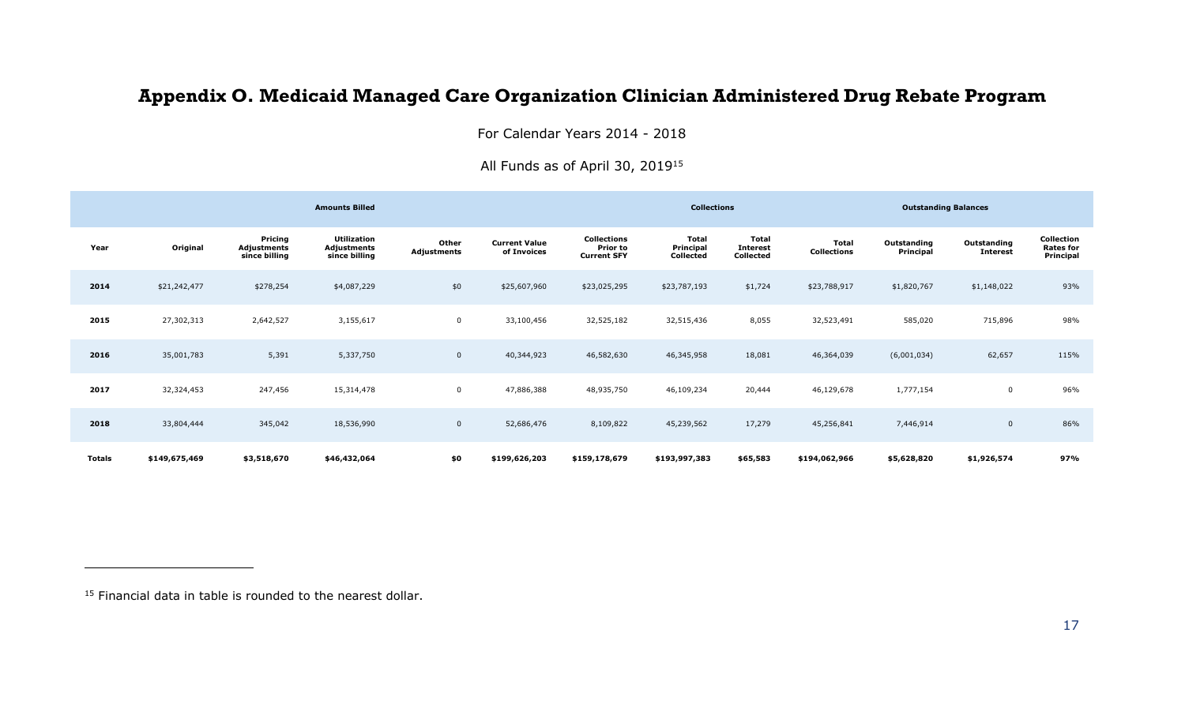# Appendix O. Medicaid Managed Care Organization Clinician Administered Drug Rebate Program

For Calendar Years 2014 - 2018

All Funds as of April 30, 2019[15]

| | Amounts Billed | | | | | Collections | | | | Outstanding Balances | | |
|---|---|---|---|---|---|---|---|---|---|---|---|---|
| **Year** | **Original** | **Pricing Adjustments since billing** | **Utilization Adjustments since billing** | **Other Adjustments** | **Current Value of Invoices** | **Collections Prior to Current SFY** | **Total Principal Collected** | **Total Interest Collected** | **Total Collections** | **Outstanding Principal** | **Outstanding Interest** | **Collection Rates for Principal** |
| **2014** | $21,242,477 | $278,254 | $4,087,229 | $0 | $25,607,960 | $23,025,295 | $23,787,193 | $1,724 | $23,788,917 | $1,820,767 | $1,148,022 | 93% |
| **2015** | 27,302,313 | 2,642,527 | 3,155,617 | 0 | 33,100,456 | 32,525,182 | 32,515,436 | 8,055 | 32,523,491 | 585,020 | 715,896 | 98% |
| **2016** | 35,001,783 | 5,391 | 5,337,750 | 0 | 40,344,923 | 46,582,630 | 46,345,958 | 18,081 | 46,364,039 | (6,001,034) | 62,657 | 115% |
| **2017** | 32,324,453 | 247,456 | 15,314,478 | 0 | 47,886,388 | 48,935,750 | 46,109,234 | 20,444 | 46,129,678 | 1,777,154 | 0 | 96% |
| **2018** | 33,804,444 | 345,042 | 18,536,990 | 0 | 52,686,476 | 8,109,822 | 45,239,562 | 17,279 | 45,256,841 | 7,446,914 | 0 | 86% |
| **Totals** | **$149,675,469** | **$3,518,670** | **$46,432,064** | **$0** | **$199,626,203** | **$159,178,679** | **$193,997,383** | **$65,583** | **$194,062,966** | **$5,628,820** | **$1,926,574** | **97%** |

[15] Financial data in table is rounded to the nearest dollar.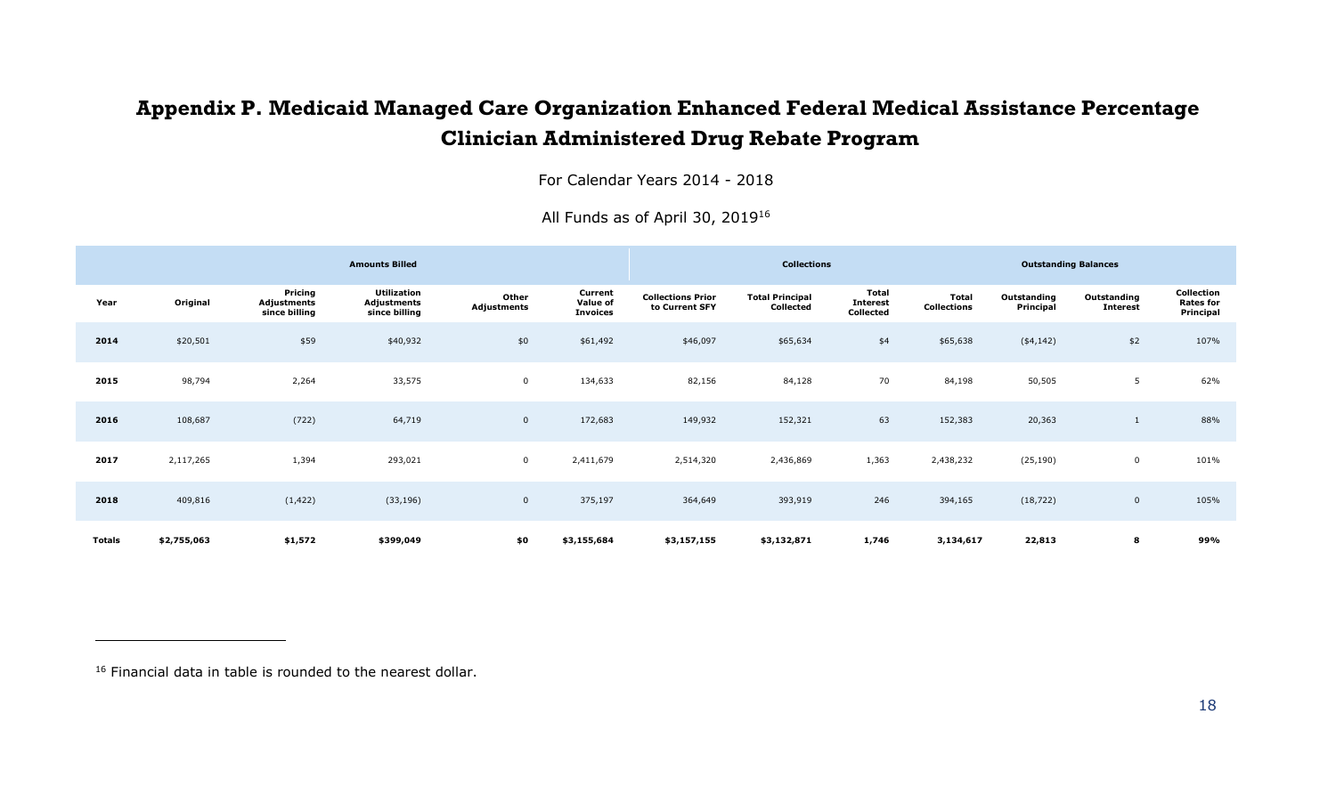# Appendix P. Medicaid Managed Care Organization Enhanced Federal Medical Assistance Percentage Clinician Administered Drug Rebate Program

For Calendar Years 2014 - 2018

All Funds as of April 30, 2019[16]

| Amounts Billed | | | | | | Collections | | | | Outstanding Balances | | |
|---|---|---|---|---|---|---|---|---|---|---|---|---|
| Year | Original | Pricing Adjustments since billing | Utilization Adjustments since billing | Other Adjustments | Current Value of Invoices | Collections Prior to Current SFY | Total Principal Collected | Total Interest Collected | Total Collections | Outstanding Principal | Outstanding Interest | Collection Rates for Principal |
| **2014** | $20,501 | $59 | $40,932 | $0 | $61,492 | $46,097 | $65,634 | $4 | $65,638 | ($4,142) | $2 | 107% |
| **2015** | 98,794 | 2,264 | 33,575 | 0 | 134,633 | 82,156 | 84,128 | 70 | 84,198 | 50,505 | 5 | 62% |
| **2016** | 108,687 | (722) | 64,719 | 0 | 172,683 | 149,932 | 152,321 | 63 | 152,383 | 20,363 | 1 | 88% |
| **2017** | 2,117,265 | 1,394 | 293,021 | 0 | 2,411,679 | 2,514,320 | 2,436,869 | 1,363 | 2,438,232 | (25,190) | 0 | 101% |
| **2018** | 409,816 | (1,422) | (33,196) | 0 | 375,197 | 364,649 | 393,919 | 246 | 394,165 | (18,722) | 0 | 105% |
| **Totals** | **$2,755,063** | **$1,572** | **$399,049** | **$0** | **$3,155,684** | **$3,157,155** | **$3,132,871** | **1,746** | **3,134,617** | **22,813** | **8** | **99%** |

[16] Financial data in table is rounded to the nearest dollar.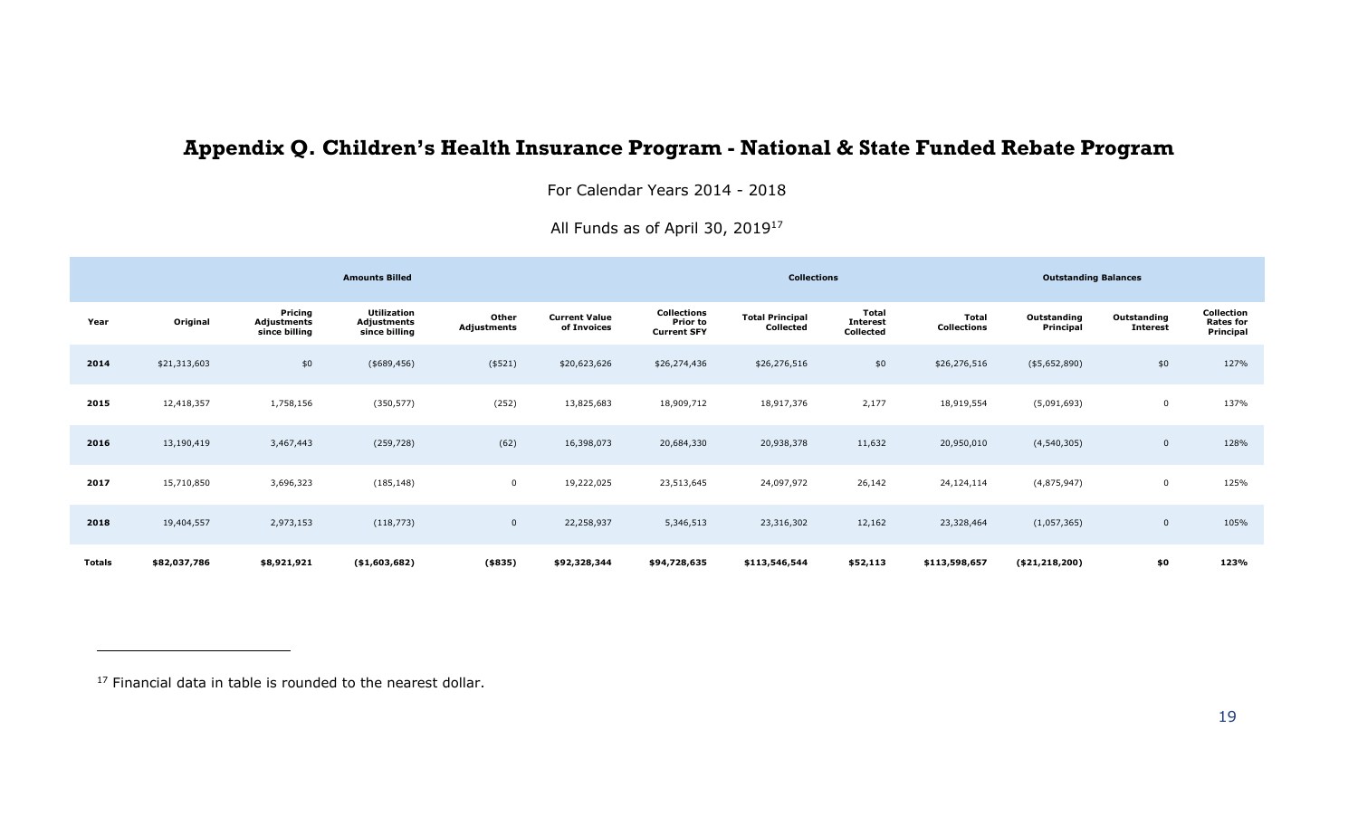# Appendix Q. Children's Health Insurance Program - National & State Funded Rebate Program

For Calendar Years 2014 - 2018

All Funds as of April 30, 2019[17]

| | Amounts Billed | | | | | Collections | | | | Outstanding Balances | | |
|---|---|---|---|---|---|---|---|---|---|---|---|---|
| **Year** | **Original** | **Pricing Adjustments since billing** | **Utilization Adjustments since billing** | **Other Adjustments** | **Current Value of Invoices** | **Collections Prior to Current SFY** | **Total Principal Collected** | **Total Interest Collected** | **Total Collections** | **Outstanding Principal** | **Outstanding Interest** | **Collection Rates for Principal** |
| **2014** | $21,313,603 | $0 | ($689,456) | ($521) | $20,623,626 | $26,274,436 | $26,276,516 | $0 | $26,276,516 | ($5,652,890) | $0 | 127% |
| **2015** | 12,418,357 | 1,758,156 | (350,577) | (252) | 13,825,683 | 18,909,712 | 18,917,376 | 2,177 | 18,919,554 | (5,091,693) | 0 | 137% |
| **2016** | 13,190,419 | 3,467,443 | (259,728) | (62) | 16,398,073 | 20,684,330 | 20,938,378 | 11,632 | 20,950,010 | (4,540,305) | 0 | 128% |
| **2017** | 15,710,850 | 3,696,323 | (185,148) | 0 | 19,222,025 | 23,513,645 | 24,097,972 | 26,142 | 24,124,114 | (4,875,947) | 0 | 125% |
| **2018** | 19,404,557 | 2,973,153 | (118,773) | 0 | 22,258,937 | 5,346,513 | 23,316,302 | 12,162 | 23,328,464 | (1,057,365) | 0 | 105% |
| **Totals** | **$82,037,786** | **$8,921,921** | **($1,603,682)** | **($835)** | **$92,328,344** | **$94,728,635** | **$113,546,544** | **$52,113** | **$113,598,657** | **($21,218,200)** | **$0** | **123%** |

[17] Financial data in table is rounded to the nearest dollar.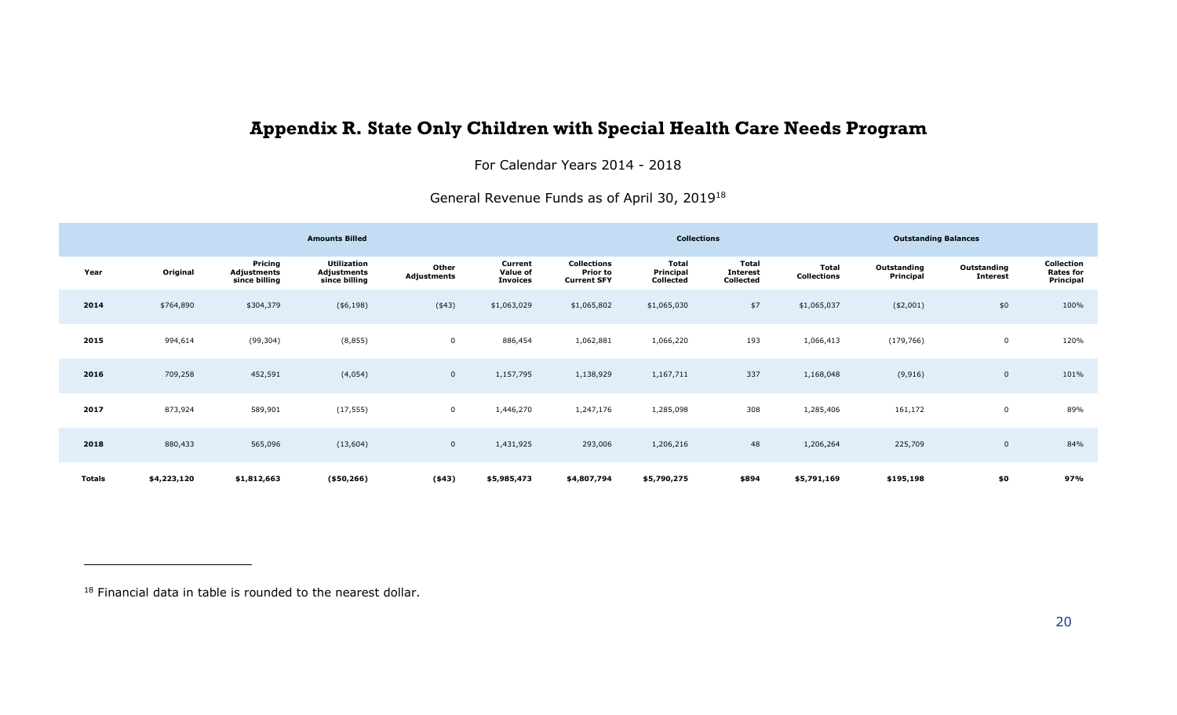# Appendix R. State Only Children with Special Health Care Needs Program

For Calendar Years 2014 - 2018

General Revenue Funds as of April 30, 2019[18]

| | Amounts Billed | | | | | Collections | | | | Outstanding Balances | | |
|---|---|---|---|---|---|---|---|---|---|---|---|---|
| Year | Original | Pricing Adjustments since billing | Utilization Adjustments since billing | Other Adjustments | Current Value of Invoices | Collections Prior to Current SFY | Total Principal Collected | Total Interest Collected | Total Collections | Outstanding Principal | Outstanding Interest | Collection Rates for Principal |
| 2014 | $764,890 | $304,379 | ($6,198) | ($43) | $1,063,029 | $1,065,802 | $1,065,030 | $7 | $1,065,037 | ($2,001) | $0 | 100% |
| 2015 | 994,614 | (99,304) | (8,855) | 0 | 886,454 | 1,062,881 | 1,066,220 | 193 | 1,066,413 | (179,766) | 0 | 120% |
| 2016 | 709,258 | 452,591 | (4,054) | 0 | 1,157,795 | 1,138,929 | 1,167,711 | 337 | 1,168,048 | (9,916) | 0 | 101% |
| 2017 | 873,924 | 589,901 | (17,555) | 0 | 1,446,270 | 1,247,176 | 1,285,098 | 308 | 1,285,406 | 161,172 | 0 | 89% |
| 2018 | 880,433 | 565,096 | (13,604) | 0 | 1,431,925 | 293,006 | 1,206,216 | 48 | 1,206,264 | 225,709 | 0 | 84% |
| **Totals** | **$4,223,120** | **$1,812,663** | **($50,266)** | **($43)** | **$5,985,473** | **$4,807,794** | **$5,790,275** | **$894** | **$5,791,169** | **$195,198** | **$0** | **97%** |

[18] Financial data in table is rounded to the nearest dollar.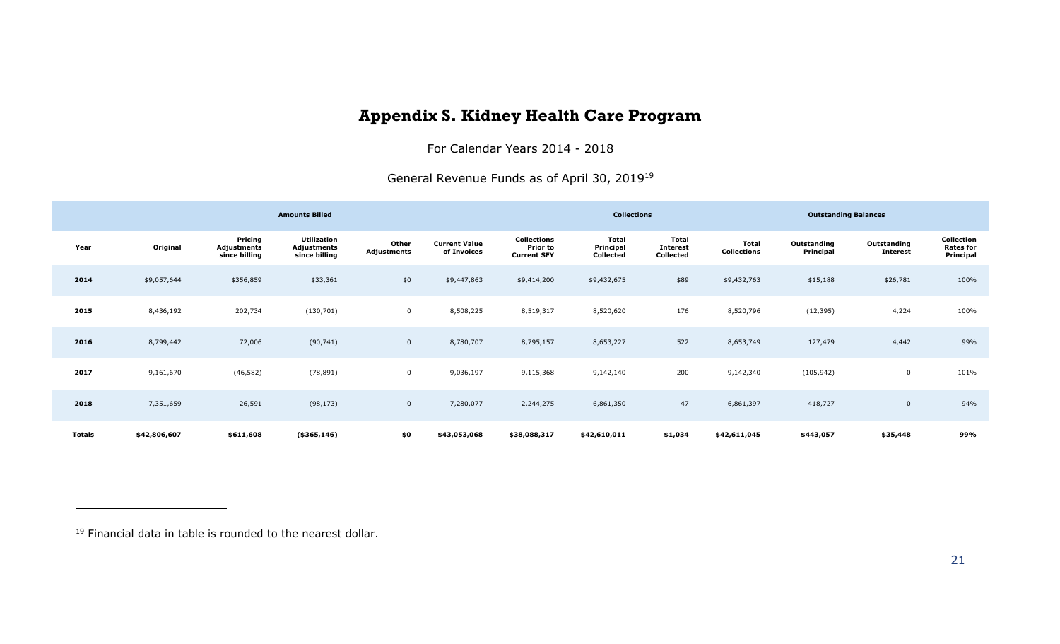# Appendix S. Kidney Health Care Program

For Calendar Years 2014 - 2018

General Revenue Funds as of April 30, 2019[19]

| | Amounts Billed | | | | | Collections | | | | Outstanding Balances | | |
|---|---|---|---|---|---|---|---|---|---|---|---|---|
| **Year** | **Original** | **Pricing Adjustments since billing** | **Utilization Adjustments since billing** | **Other Adjustments** | **Current Value of Invoices** | **Collections Prior to Current SFY** | **Total Principal Collected** | **Total Interest Collected** | **Total Collections** | **Outstanding Principal** | **Outstanding Interest** | **Collection Rates for Principal** |
| **2014** | $9,057,644 | $356,859 | $33,361 | $0 | $9,447,863 | $9,414,200 | $9,432,675 | $89 | $9,432,763 | $15,188 | $26,781 | 100% |
| **2015** | 8,436,192 | 202,734 | (130,701) | 0 | 8,508,225 | 8,519,317 | 8,520,620 | 176 | 8,520,796 | (12,395) | 4,224 | 100% |
| **2016** | 8,799,442 | 72,006 | (90,741) | 0 | 8,780,707 | 8,795,157 | 8,653,227 | 522 | 8,653,749 | 127,479 | 4,442 | 99% |
| **2017** | 9,161,670 | (46,582) | (78,891) | 0 | 9,036,197 | 9,115,368 | 9,142,140 | 200 | 9,142,340 | (105,942) | 0 | 101% |
| **2018** | 7,351,659 | 26,591 | (98,173) | 0 | 7,280,077 | 2,244,275 | 6,861,350 | 47 | 6,861,397 | 418,727 | 0 | 94% |
| **Totals** | **$42,806,607** | **$611,608** | **($365,146)** | **$0** | **$43,053,068** | **$38,088,317** | **$42,610,011** | **$1,034** | **$42,611,045** | **$443,057** | **$35,448** | **99%** |

[19] Financial data in table is rounded to the nearest dollar.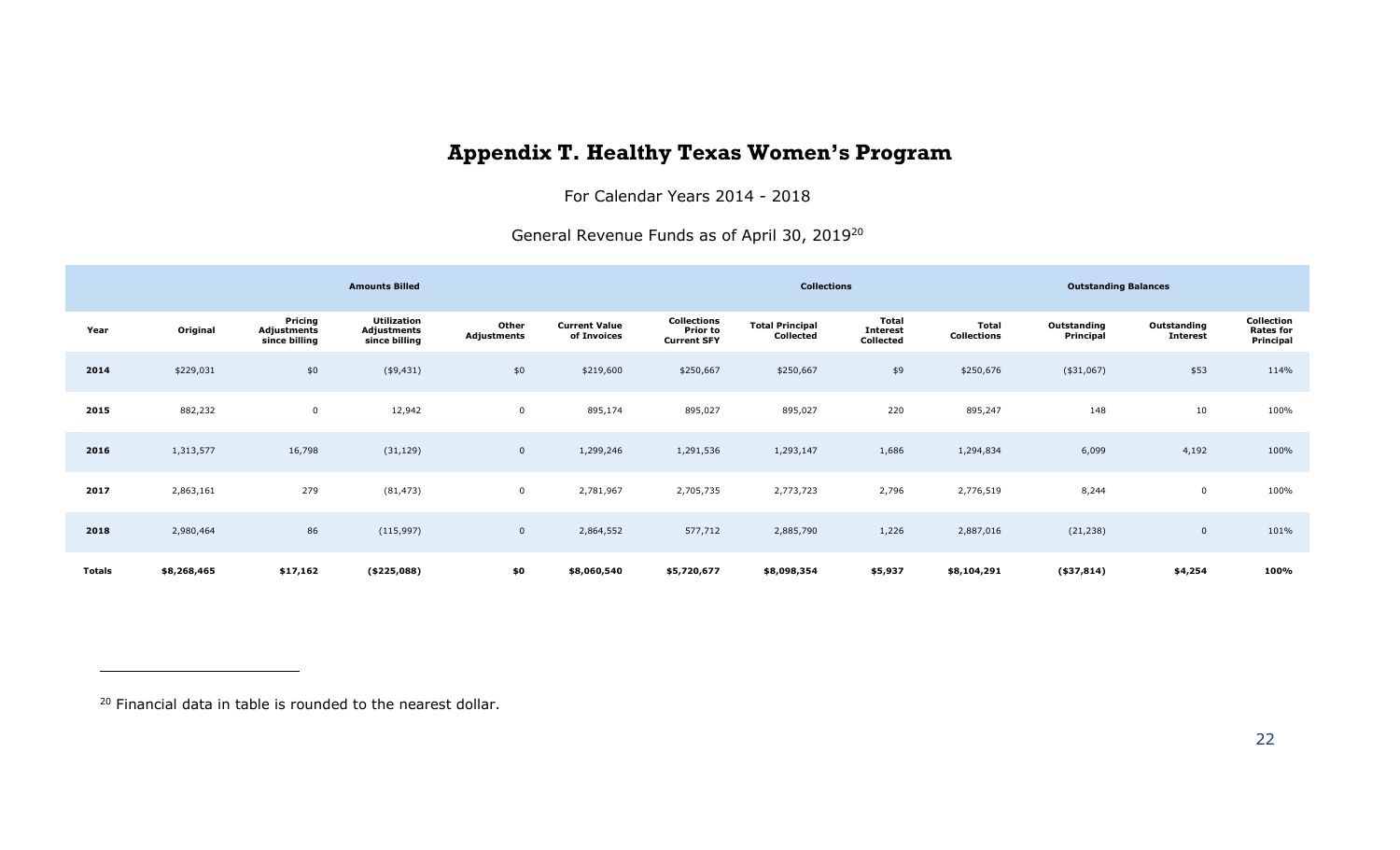# Appendix T. Healthy Texas Women's Program

For Calendar Years 2014 - 2018

General Revenue Funds as of April 30, 2019[20]

| | Amounts Billed | | | | | Collections | | | | Outstanding Balances | | |
|---|---|---|---|---|---|---|---|---|---|---|---|---|
| Year | Original | Pricing Adjustments since billing | Utilization Adjustments since billing | Other Adjustments | Current Value of Invoices | Collections Prior to Current SFY | Total Principal Collected | Total Interest Collected | Total Collections | Outstanding Principal | Outstanding Interest | Collection Rates for Principal |
| **2014** | $229,031 | $0 | ($9,431) | $0 | $219,600 | $250,667 | $250,667 | $9 | $250,676 | ($31,067) | $53 | 114% |
| **2015** | 882,232 | 0 | 12,942 | 0 | 895,174 | 895,027 | 895,027 | 220 | 895,247 | 148 | 10 | 100% |
| **2016** | 1,313,577 | 16,798 | (31,129) | 0 | 1,299,246 | 1,291,536 | 1,293,147 | 1,686 | 1,294,834 | 6,099 | 4,192 | 100% |
| **2017** | 2,863,161 | 279 | (81,473) | 0 | 2,781,967 | 2,705,735 | 2,773,723 | 2,796 | 2,776,519 | 8,244 | 0 | 100% |
| **2018** | 2,980,464 | 86 | (115,997) | 0 | 2,864,552 | 577,712 | 2,885,790 | 1,226 | 2,887,016 | (21,238) | 0 | 101% |
| **Totals** | **$8,268,465** | **$17,162** | **($225,088)** | **$0** | **$8,060,540** | **$5,720,677** | **$8,098,354** | **$5,937** | **$8,104,291** | **($37,814)** | **$4,254** | **100%** |

[20] Financial data in table is rounded to the nearest dollar.